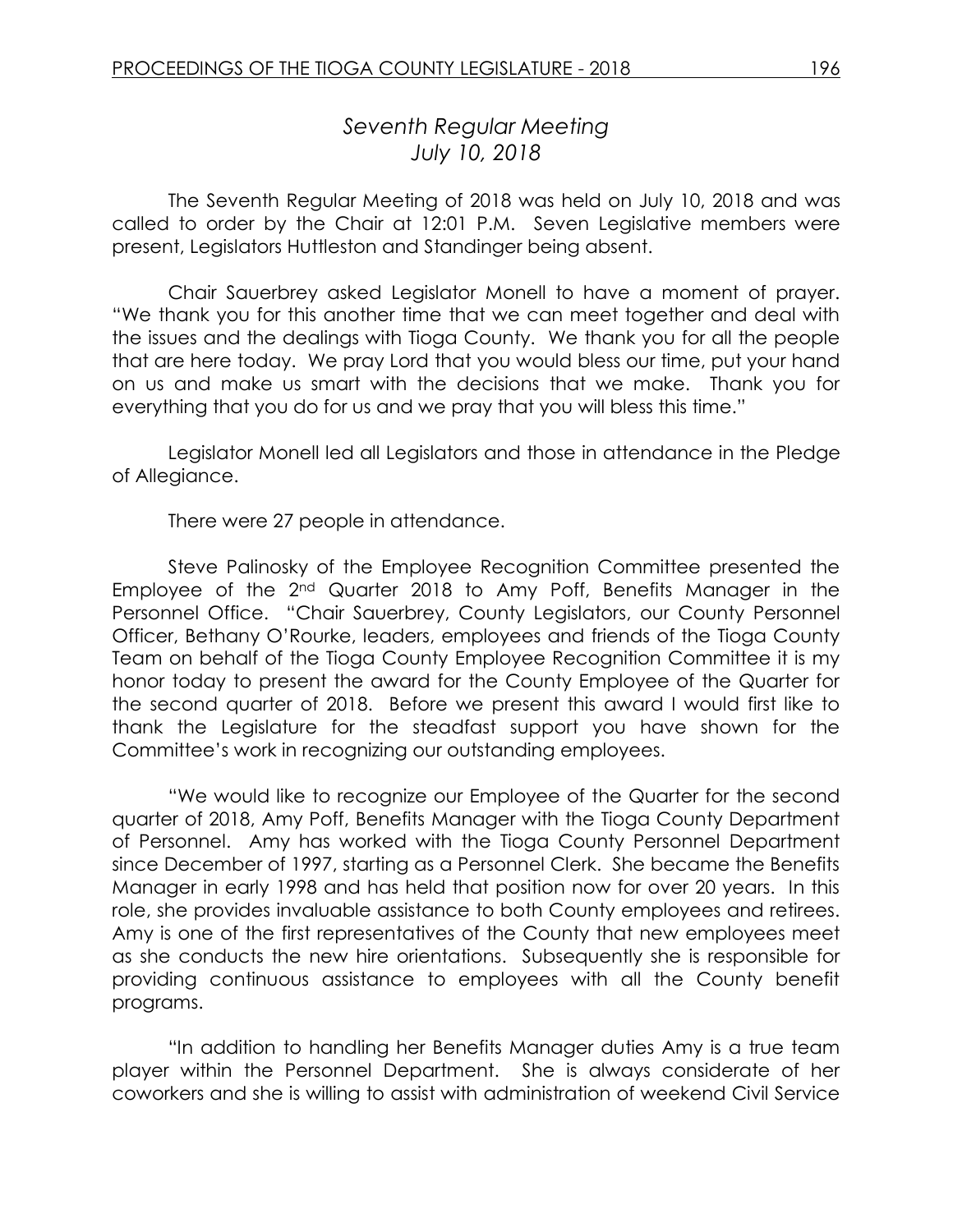## *Seventh Regular Meeting*
## *July 10, 2018*

The Seventh Regular Meeting of 2018 was held on July 10, 2018 and was called to order by the Chair at 12:01 P.M. Seven Legislative members were present, Legislators Huttleston and Standinger being absent.

Chair Sauerbrey asked Legislator Monell to have a moment of prayer. "We thank you for this another time that we can meet together and deal with the issues and the dealings with Tioga County. We thank you for all the people that are here today. We pray Lord that you would bless our time, put your hand on us and make us smart with the decisions that we make. Thank you for everything that you do for us and we pray that you will bless this time."

Legislator Monell led all Legislators and those in attendance in the Pledge of Allegiance.

There were 27 people in attendance.

Steve Palinosky of the Employee Recognition Committee presented the Employee of the 2nd Quarter 2018 to Amy Poff, Benefits Manager in the Personnel Office. "Chair Sauerbrey, County Legislators, our County Personnel Officer, Bethany O'Rourke, leaders, employees and friends of the Tioga County Team on behalf of the Tioga County Employee Recognition Committee it is my honor today to present the award for the County Employee of the Quarter for the second quarter of 2018. Before we present this award I would first like to thank the Legislature for the steadfast support you have shown for the Committee's work in recognizing our outstanding employees.

"We would like to recognize our Employee of the Quarter for the second quarter of 2018, Amy Poff, Benefits Manager with the Tioga County Department of Personnel. Amy has worked with the Tioga County Personnel Department since December of 1997, starting as a Personnel Clerk. She became the Benefits Manager in early 1998 and has held that position now for over 20 years. In this role, she provides invaluable assistance to both County employees and retirees. Amy is one of the first representatives of the County that new employees meet as she conducts the new hire orientations. Subsequently she is responsible for providing continuous assistance to employees with all the County benefit programs.

"In addition to handling her Benefits Manager duties Amy is a true team player within the Personnel Department. She is always considerate of her coworkers and she is willing to assist with administration of weekend Civil Service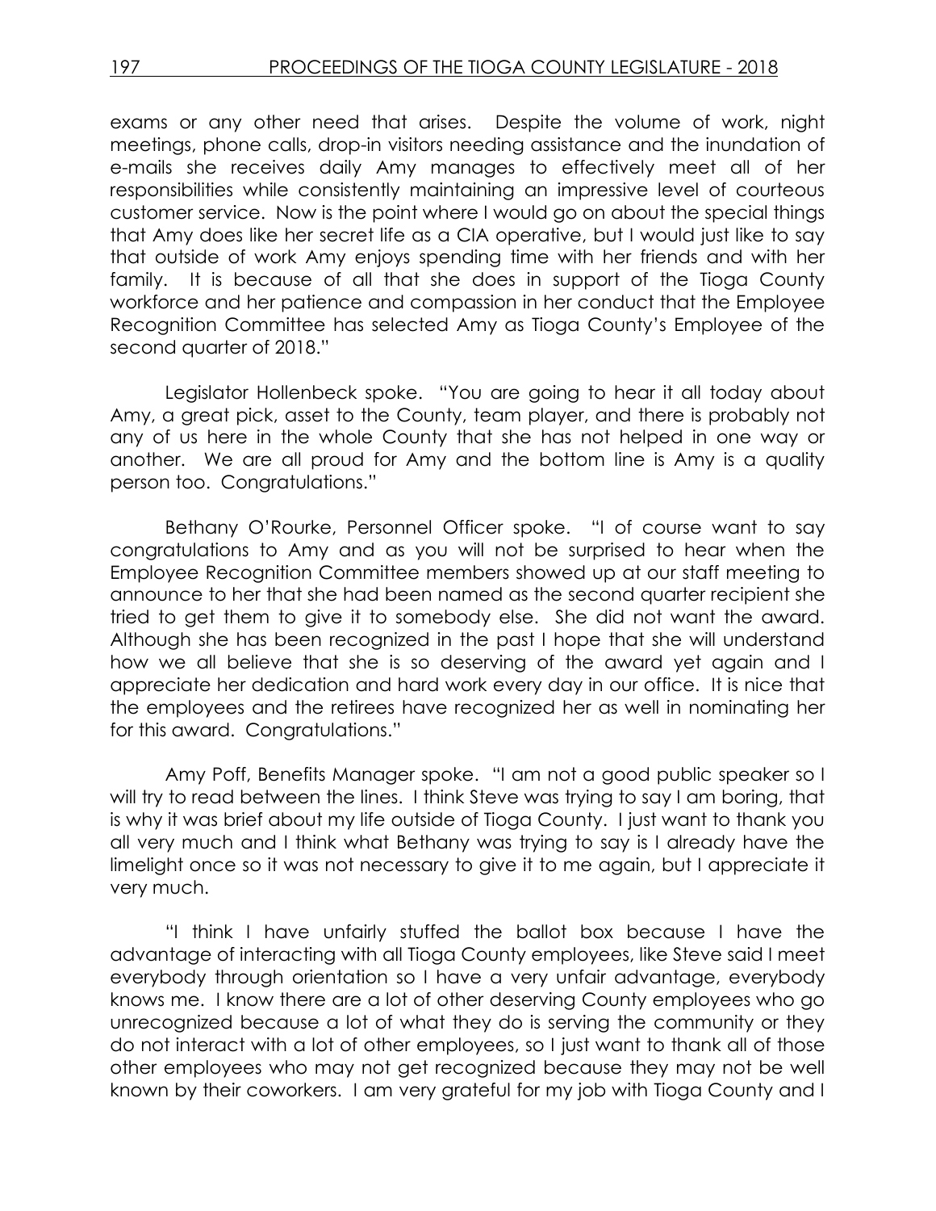exams or any other need that arises. Despite the volume of work, night meetings, phone calls, drop-in visitors needing assistance and the inundation of e-mails she receives daily Amy manages to effectively meet all of her responsibilities while consistently maintaining an impressive level of courteous customer service. Now is the point where I would go on about the special things that Amy does like her secret life as a CIA operative, but I would just like to say that outside of work Amy enjoys spending time with her friends and with her family. It is because of all that she does in support of the Tioga County workforce and her patience and compassion in her conduct that the Employee Recognition Committee has selected Amy as Tioga County's Employee of the second quarter of 2018."

Legislator Hollenbeck spoke. "You are going to hear it all today about Amy, a great pick, asset to the County, team player, and there is probably not any of us here in the whole County that she has not helped in one way or another. We are all proud for Amy and the bottom line is Amy is a quality person too. Congratulations."

Bethany O'Rourke, Personnel Officer spoke. "I of course want to say congratulations to Amy and as you will not be surprised to hear when the Employee Recognition Committee members showed up at our staff meeting to announce to her that she had been named as the second quarter recipient she tried to get them to give it to somebody else. She did not want the award. Although she has been recognized in the past I hope that she will understand how we all believe that she is so deserving of the award yet again and I appreciate her dedication and hard work every day in our office. It is nice that the employees and the retirees have recognized her as well in nominating her for this award. Congratulations."

Amy Poff, Benefits Manager spoke. "I am not a good public speaker so I will try to read between the lines. I think Steve was trying to say I am boring, that is why it was brief about my life outside of Tioga County. I just want to thank you all very much and I think what Bethany was trying to say is I already have the limelight once so it was not necessary to give it to me again, but I appreciate it very much.

"I think I have unfairly stuffed the ballot box because I have the advantage of interacting with all Tioga County employees, like Steve said I meet everybody through orientation so I have a very unfair advantage, everybody knows me. I know there are a lot of other deserving County employees who go unrecognized because a lot of what they do is serving the community or they do not interact with a lot of other employees, so I just want to thank all of those other employees who may not get recognized because they may not be well known by their coworkers. I am very grateful for my job with Tioga County and I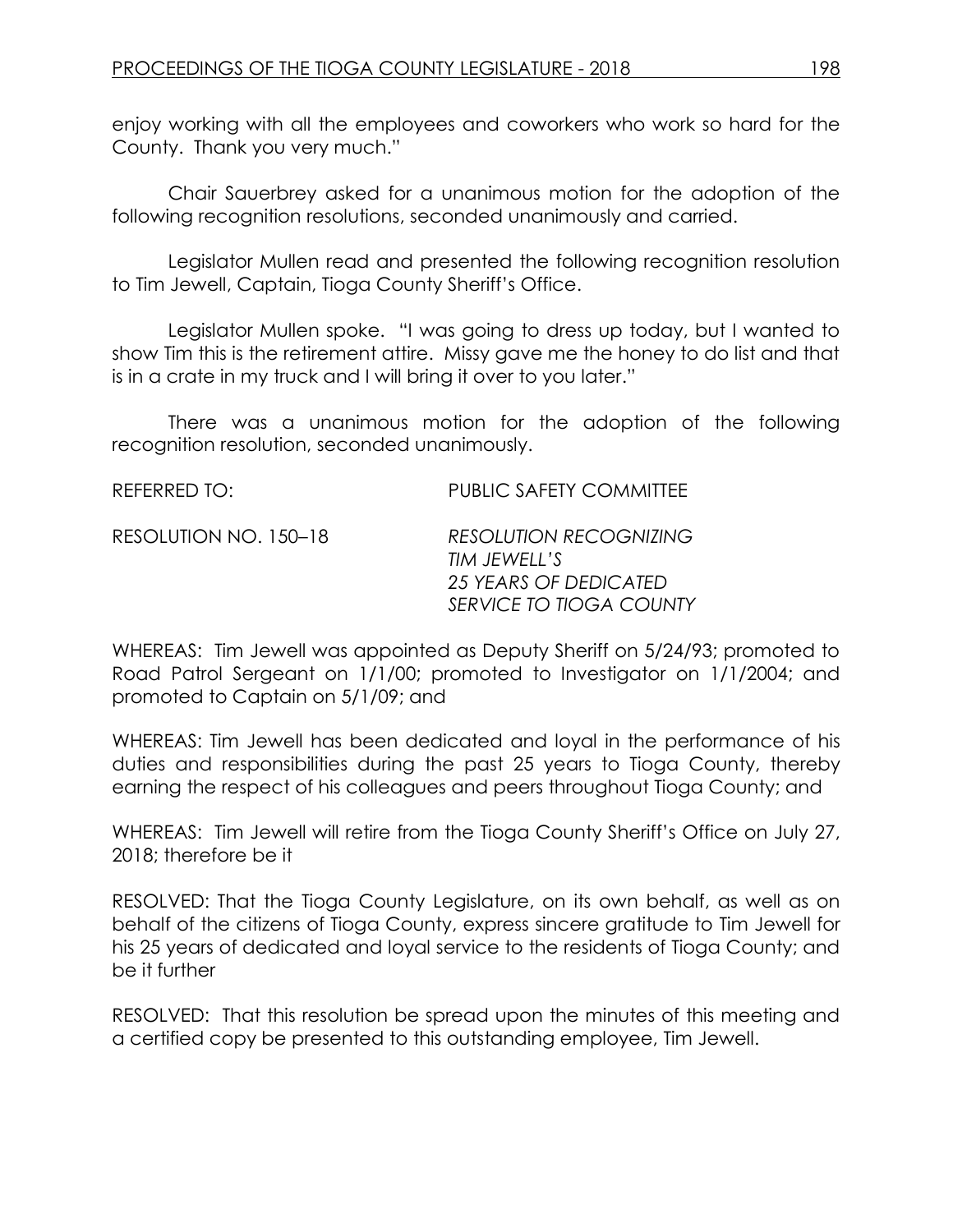enjoy working with all the employees and coworkers who work so hard for the County. Thank you very much."

Chair Sauerbrey asked for a unanimous motion for the adoption of the following recognition resolutions, seconded unanimously and carried.

Legislator Mullen read and presented the following recognition resolution to Tim Jewell, Captain, Tioga County Sheriff's Office.

Legislator Mullen spoke. "I was going to dress up today, but I wanted to show Tim this is the retirement attire. Missy gave me the honey to do list and that is in a crate in my truck and I will bring it over to you later."

There was a unanimous motion for the adoption of the following recognition resolution, seconded unanimously.

REFERRED TO: PUBLIC SAFETY COMMITTEE

RESOLUTION NO. 150–18 *RESOLUTION RECOGNIZING TIM JEWELL'S 25 YEARS OF DEDICATED SERVICE TO TIOGA COUNTY*

WHEREAS: Tim Jewell was appointed as Deputy Sheriff on 5/24/93; promoted to Road Patrol Sergeant on 1/1/00; promoted to Investigator on 1/1/2004; and promoted to Captain on 5/1/09; and

WHEREAS: Tim Jewell has been dedicated and loyal in the performance of his duties and responsibilities during the past 25 years to Tioga County, thereby earning the respect of his colleagues and peers throughout Tioga County; and

WHEREAS: Tim Jewell will retire from the Tioga County Sheriff's Office on July 27, 2018; therefore be it

RESOLVED: That the Tioga County Legislature, on its own behalf, as well as on behalf of the citizens of Tioga County, express sincere gratitude to Tim Jewell for his 25 years of dedicated and loyal service to the residents of Tioga County; and be it further

RESOLVED: That this resolution be spread upon the minutes of this meeting and a certified copy be presented to this outstanding employee, Tim Jewell.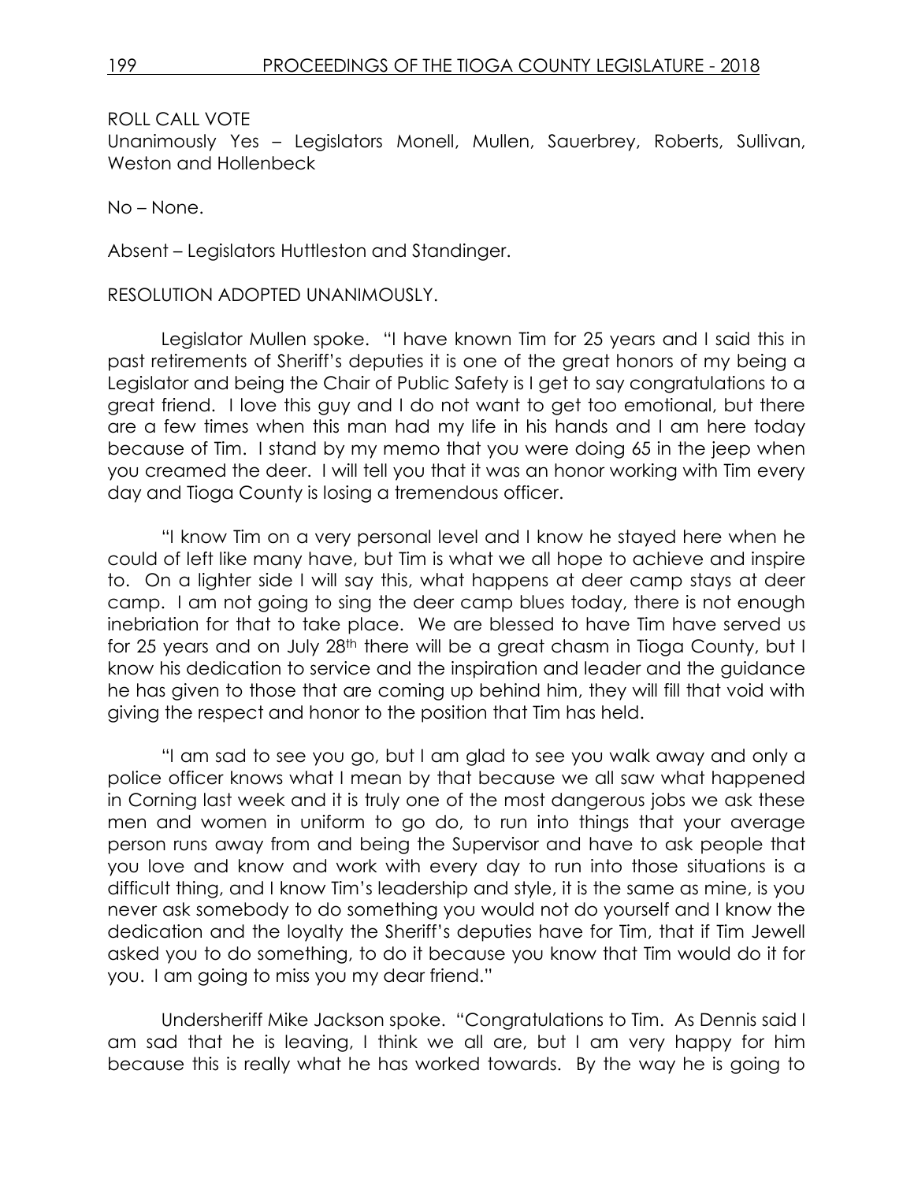ROLL CALL VOTE
Unanimously Yes – Legislators Monell, Mullen, Sauerbrey, Roberts, Sullivan, Weston and Hollenbeck

No – None.

Absent – Legislators Huttleston and Standinger.

RESOLUTION ADOPTED UNANIMOUSLY.

Legislator Mullen spoke. "I have known Tim for 25 years and I said this in past retirements of Sheriff's deputies it is one of the great honors of my being a Legislator and being the Chair of Public Safety is I get to say congratulations to a great friend. I love this guy and I do not want to get too emotional, but there are a few times when this man had my life in his hands and I am here today because of Tim. I stand by my memo that you were doing 65 in the jeep when you creamed the deer. I will tell you that it was an honor working with Tim every day and Tioga County is losing a tremendous officer.

"I know Tim on a very personal level and I know he stayed here when he could of left like many have, but Tim is what we all hope to achieve and inspire to. On a lighter side I will say this, what happens at deer camp stays at deer camp. I am not going to sing the deer camp blues today, there is not enough inebriation for that to take place. We are blessed to have Tim have served us for 25 years and on July 28th there will be a great chasm in Tioga County, but I know his dedication to service and the inspiration and leader and the guidance he has given to those that are coming up behind him, they will fill that void with giving the respect and honor to the position that Tim has held.

"I am sad to see you go, but I am glad to see you walk away and only a police officer knows what I mean by that because we all saw what happened in Corning last week and it is truly one of the most dangerous jobs we ask these men and women in uniform to go do, to run into things that your average person runs away from and being the Supervisor and have to ask people that you love and know and work with every day to run into those situations is a difficult thing, and I know Tim's leadership and style, it is the same as mine, is you never ask somebody to do something you would not do yourself and I know the dedication and the loyalty the Sheriff's deputies have for Tim, that if Tim Jewell asked you to do something, to do it because you know that Tim would do it for you. I am going to miss you my dear friend."

Undersheriff Mike Jackson spoke. "Congratulations to Tim. As Dennis said I am sad that he is leaving, I think we all are, but I am very happy for him because this is really what he has worked towards. By the way he is going to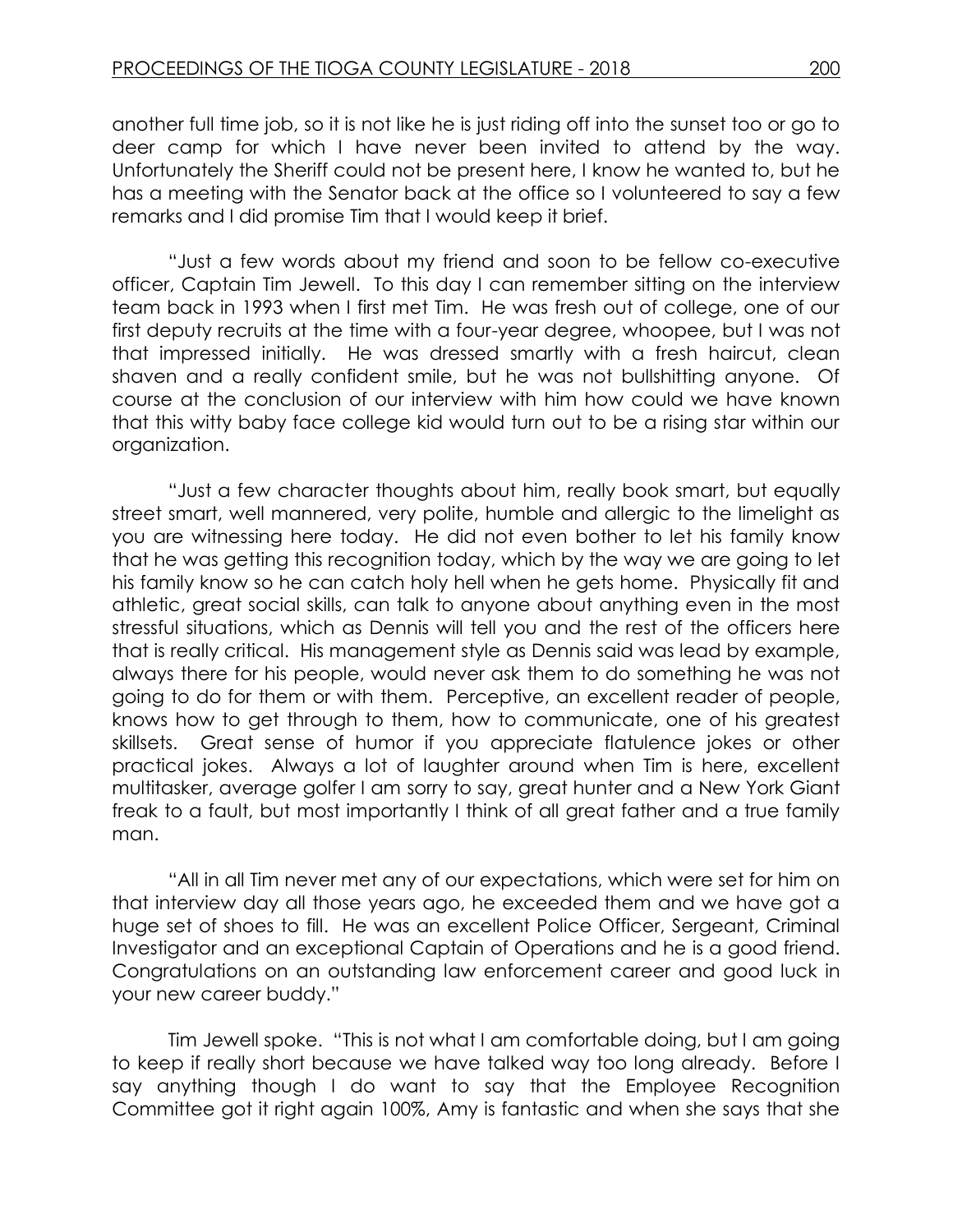another full time job, so it is not like he is just riding off into the sunset too or go to deer camp for which I have never been invited to attend by the way. Unfortunately the Sheriff could not be present here, I know he wanted to, but he has a meeting with the Senator back at the office so I volunteered to say a few remarks and I did promise Tim that I would keep it brief.

"Just a few words about my friend and soon to be fellow co-executive officer, Captain Tim Jewell. To this day I can remember sitting on the interview team back in 1993 when I first met Tim. He was fresh out of college, one of our first deputy recruits at the time with a four-year degree, whoopee, but I was not that impressed initially. He was dressed smartly with a fresh haircut, clean shaven and a really confident smile, but he was not bullshitting anyone. Of course at the conclusion of our interview with him how could we have known that this witty baby face college kid would turn out to be a rising star within our organization.

"Just a few character thoughts about him, really book smart, but equally street smart, well mannered, very polite, humble and allergic to the limelight as you are witnessing here today. He did not even bother to let his family know that he was getting this recognition today, which by the way we are going to let his family know so he can catch holy hell when he gets home. Physically fit and athletic, great social skills, can talk to anyone about anything even in the most stressful situations, which as Dennis will tell you and the rest of the officers here that is really critical. His management style as Dennis said was lead by example, always there for his people, would never ask them to do something he was not going to do for them or with them. Perceptive, an excellent reader of people, knows how to get through to them, how to communicate, one of his greatest skillsets. Great sense of humor if you appreciate flatulence jokes or other practical jokes. Always a lot of laughter around when Tim is here, excellent multitasker, average golfer I am sorry to say, great hunter and a New York Giant freak to a fault, but most importantly I think of all great father and a true family man.

"All in all Tim never met any of our expectations, which were set for him on that interview day all those years ago, he exceeded them and we have got a huge set of shoes to fill. He was an excellent Police Officer, Sergeant, Criminal Investigator and an exceptional Captain of Operations and he is a good friend. Congratulations on an outstanding law enforcement career and good luck in your new career buddy."

Tim Jewell spoke. "This is not what I am comfortable doing, but I am going to keep if really short because we have talked way too long already. Before I say anything though I do want to say that the Employee Recognition Committee got it right again 100%, Amy is fantastic and when she says that she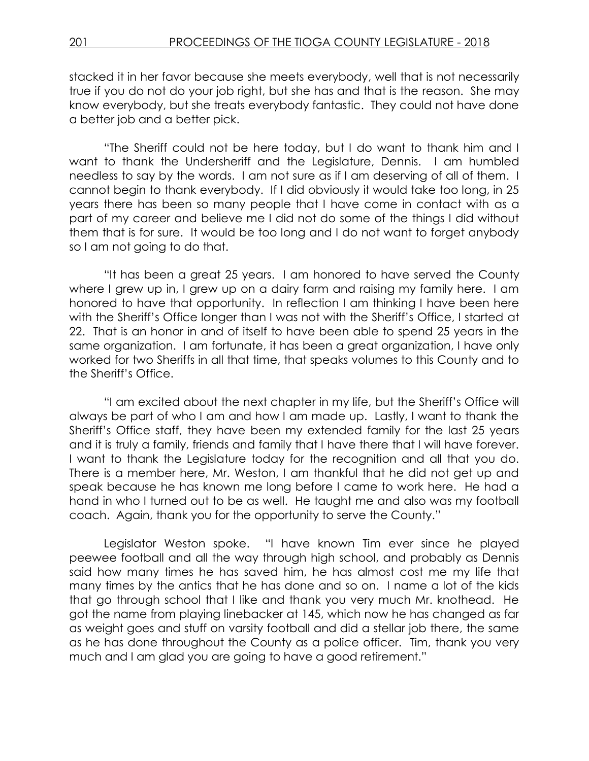stacked it in her favor because she meets everybody, well that is not necessarily true if you do not do your job right, but she has and that is the reason. She may know everybody, but she treats everybody fantastic. They could not have done a better job and a better pick.

"The Sheriff could not be here today, but I do want to thank him and I want to thank the Undersheriff and the Legislature, Dennis. I am humbled needless to say by the words. I am not sure as if I am deserving of all of them. I cannot begin to thank everybody. If I did obviously it would take too long, in 25 years there has been so many people that I have come in contact with as a part of my career and believe me I did not do some of the things I did without them that is for sure. It would be too long and I do not want to forget anybody so I am not going to do that.

"It has been a great 25 years. I am honored to have served the County where I grew up in, I grew up on a dairy farm and raising my family here. I am honored to have that opportunity. In reflection I am thinking I have been here with the Sheriff's Office longer than I was not with the Sheriff's Office, I started at 22. That is an honor in and of itself to have been able to spend 25 years in the same organization. I am fortunate, it has been a great organization, I have only worked for two Sheriffs in all that time, that speaks volumes to this County and to the Sheriff's Office.

"I am excited about the next chapter in my life, but the Sheriff's Office will always be part of who I am and how I am made up. Lastly, I want to thank the Sheriff's Office staff, they have been my extended family for the last 25 years and it is truly a family, friends and family that I have there that I will have forever. I want to thank the Legislature today for the recognition and all that you do. There is a member here, Mr. Weston, I am thankful that he did not get up and speak because he has known me long before I came to work here. He had a hand in who I turned out to be as well. He taught me and also was my football coach. Again, thank you for the opportunity to serve the County."

Legislator Weston spoke. "I have known Tim ever since he played peewee football and all the way through high school, and probably as Dennis said how many times he has saved him, he has almost cost me my life that many times by the antics that he has done and so on. I name a lot of the kids that go through school that I like and thank you very much Mr. knothead. He got the name from playing linebacker at 145, which now he has changed as far as weight goes and stuff on varsity football and did a stellar job there, the same as he has done throughout the County as a police officer. Tim, thank you very much and I am glad you are going to have a good retirement."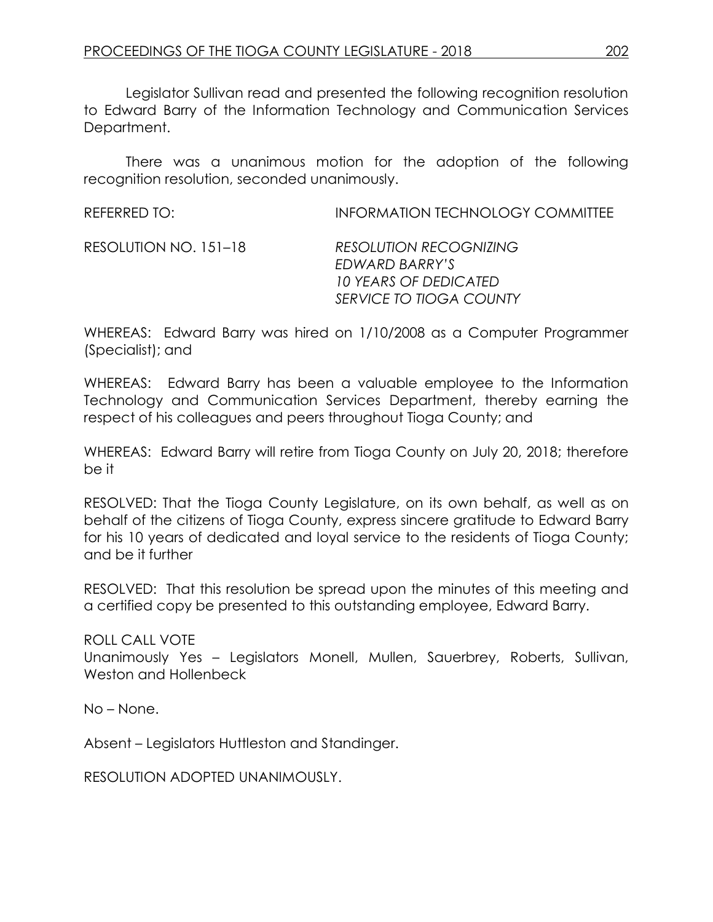Legislator Sullivan read and presented the following recognition resolution to Edward Barry of the Information Technology and Communication Services Department.

There was a unanimous motion for the adoption of the following recognition resolution, seconded unanimously.

REFERRED TO: INFORMATION TECHNOLOGY COMMITTEE

RESOLUTION NO. 151–18 *RESOLUTION RECOGNIZING EDWARD BARRY'S 10 YEARS OF DEDICATED SERVICE TO TIOGA COUNTY*

WHEREAS: Edward Barry was hired on 1/10/2008 as a Computer Programmer (Specialist); and

WHEREAS: Edward Barry has been a valuable employee to the Information Technology and Communication Services Department, thereby earning the respect of his colleagues and peers throughout Tioga County; and

WHEREAS: Edward Barry will retire from Tioga County on July 20, 2018; therefore be it

RESOLVED: That the Tioga County Legislature, on its own behalf, as well as on behalf of the citizens of Tioga County, express sincere gratitude to Edward Barry for his 10 years of dedicated and loyal service to the residents of Tioga County; and be it further

RESOLVED: That this resolution be spread upon the minutes of this meeting and a certified copy be presented to this outstanding employee, Edward Barry.

ROLL CALL VOTE
Unanimously Yes – Legislators Monell, Mullen, Sauerbrey, Roberts, Sullivan, Weston and Hollenbeck

No – None.

Absent – Legislators Huttleston and Standinger.

RESOLUTION ADOPTED UNANIMOUSLY.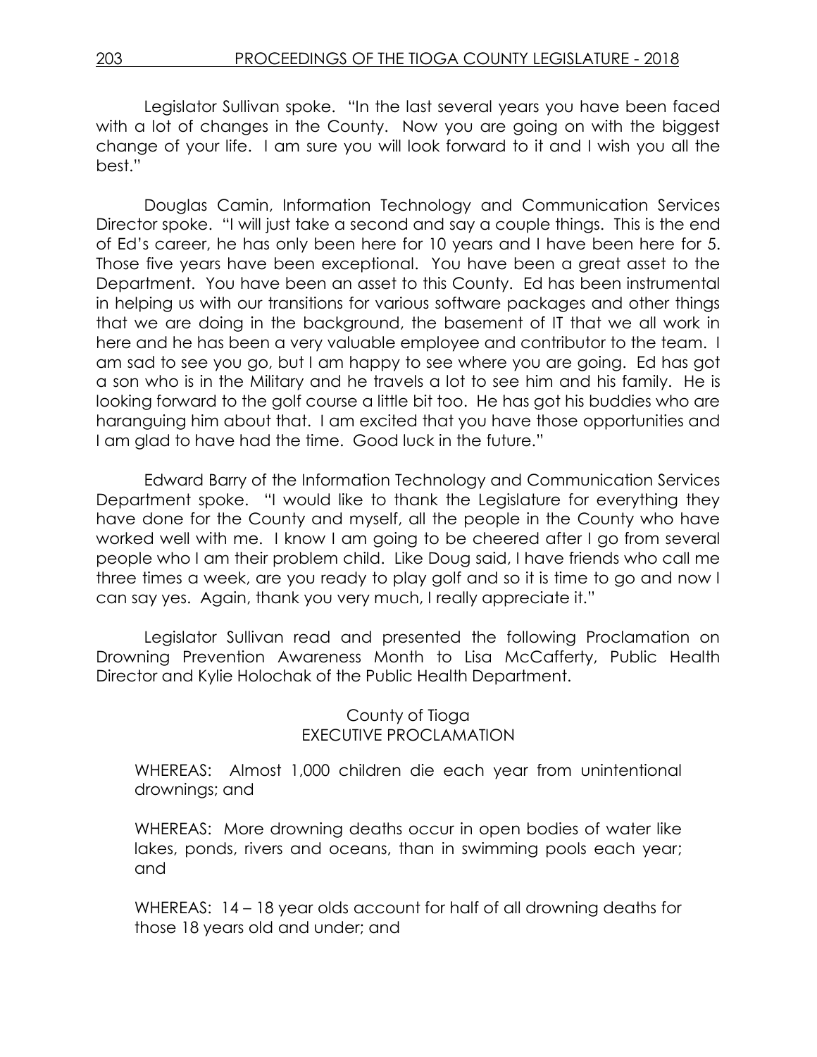Legislator Sullivan spoke. "In the last several years you have been faced with a lot of changes in the County. Now you are going on with the biggest change of your life. I am sure you will look forward to it and I wish you all the best."

Douglas Camin, Information Technology and Communication Services Director spoke. "I will just take a second and say a couple things. This is the end of Ed's career, he has only been here for 10 years and I have been here for 5. Those five years have been exceptional. You have been a great asset to the Department. You have been an asset to this County. Ed has been instrumental in helping us with our transitions for various software packages and other things that we are doing in the background, the basement of IT that we all work in here and he has been a very valuable employee and contributor to the team. I am sad to see you go, but I am happy to see where you are going. Ed has got a son who is in the Military and he travels a lot to see him and his family. He is looking forward to the golf course a little bit too. He has got his buddies who are haranguing him about that. I am excited that you have those opportunities and I am glad to have had the time. Good luck in the future."

Edward Barry of the Information Technology and Communication Services Department spoke. "I would like to thank the Legislature for everything they have done for the County and myself, all the people in the County who have worked well with me. I know I am going to be cheered after I go from several people who I am their problem child. Like Doug said, I have friends who call me three times a week, are you ready to play golf and so it is time to go and now I can say yes. Again, thank you very much, I really appreciate it."

Legislator Sullivan read and presented the following Proclamation on Drowning Prevention Awareness Month to Lisa McCafferty, Public Health Director and Kylie Holochak of the Public Health Department.

County of Tioga
EXECUTIVE PROCLAMATION

WHEREAS: Almost 1,000 children die each year from unintentional drownings; and

WHEREAS: More drowning deaths occur in open bodies of water like lakes, ponds, rivers and oceans, than in swimming pools each year; and

WHEREAS: 14 – 18 year olds account for half of all drowning deaths for those 18 years old and under; and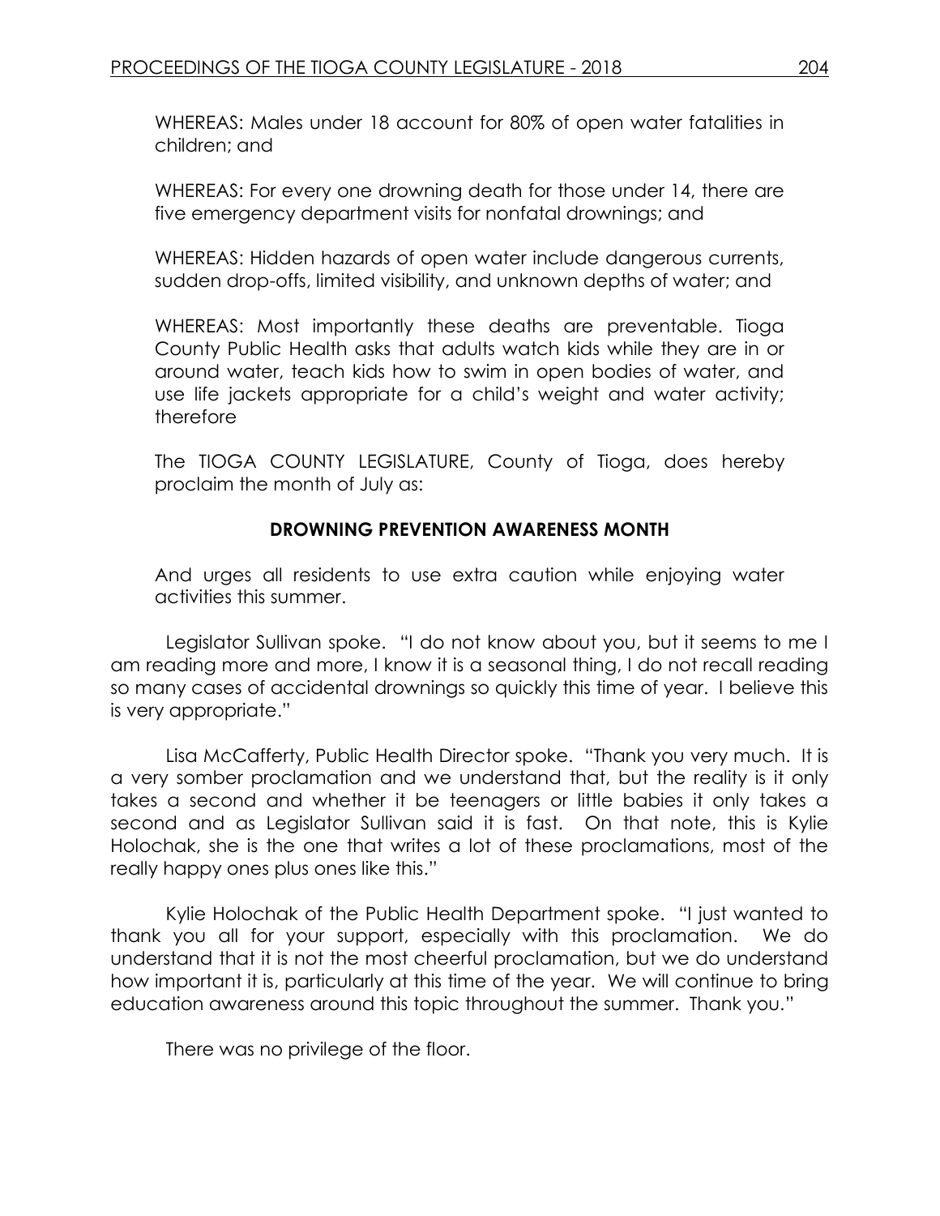WHEREAS: Males under 18 account for 80% of open water fatalities in children; and

WHEREAS: For every one drowning death for those under 14, there are five emergency department visits for nonfatal drownings; and

WHEREAS: Hidden hazards of open water include dangerous currents, sudden drop-offs, limited visibility, and unknown depths of water; and

WHEREAS: Most importantly these deaths are preventable. Tioga County Public Health asks that adults watch kids while they are in or around water, teach kids how to swim in open bodies of water, and use life jackets appropriate for a child's weight and water activity; therefore

The TIOGA COUNTY LEGISLATURE, County of Tioga, does hereby proclaim the month of July as:

**DROWNING PREVENTION AWARENESS MONTH**

And urges all residents to use extra caution while enjoying water activities this summer.

Legislator Sullivan spoke. "I do not know about you, but it seems to me I am reading more and more, I know it is a seasonal thing, I do not recall reading so many cases of accidental drownings so quickly this time of year. I believe this is very appropriate."

Lisa McCafferty, Public Health Director spoke. "Thank you very much. It is a very somber proclamation and we understand that, but the reality is it only takes a second and whether it be teenagers or little babies it only takes a second and as Legislator Sullivan said it is fast. On that note, this is Kylie Holochak, she is the one that writes a lot of these proclamations, most of the really happy ones plus ones like this."

Kylie Holochak of the Public Health Department spoke. "I just wanted to thank you all for your support, especially with this proclamation. We do understand that it is not the most cheerful proclamation, but we do understand how important it is, particularly at this time of the year. We will continue to bring education awareness around this topic throughout the summer. Thank you."

There was no privilege of the floor.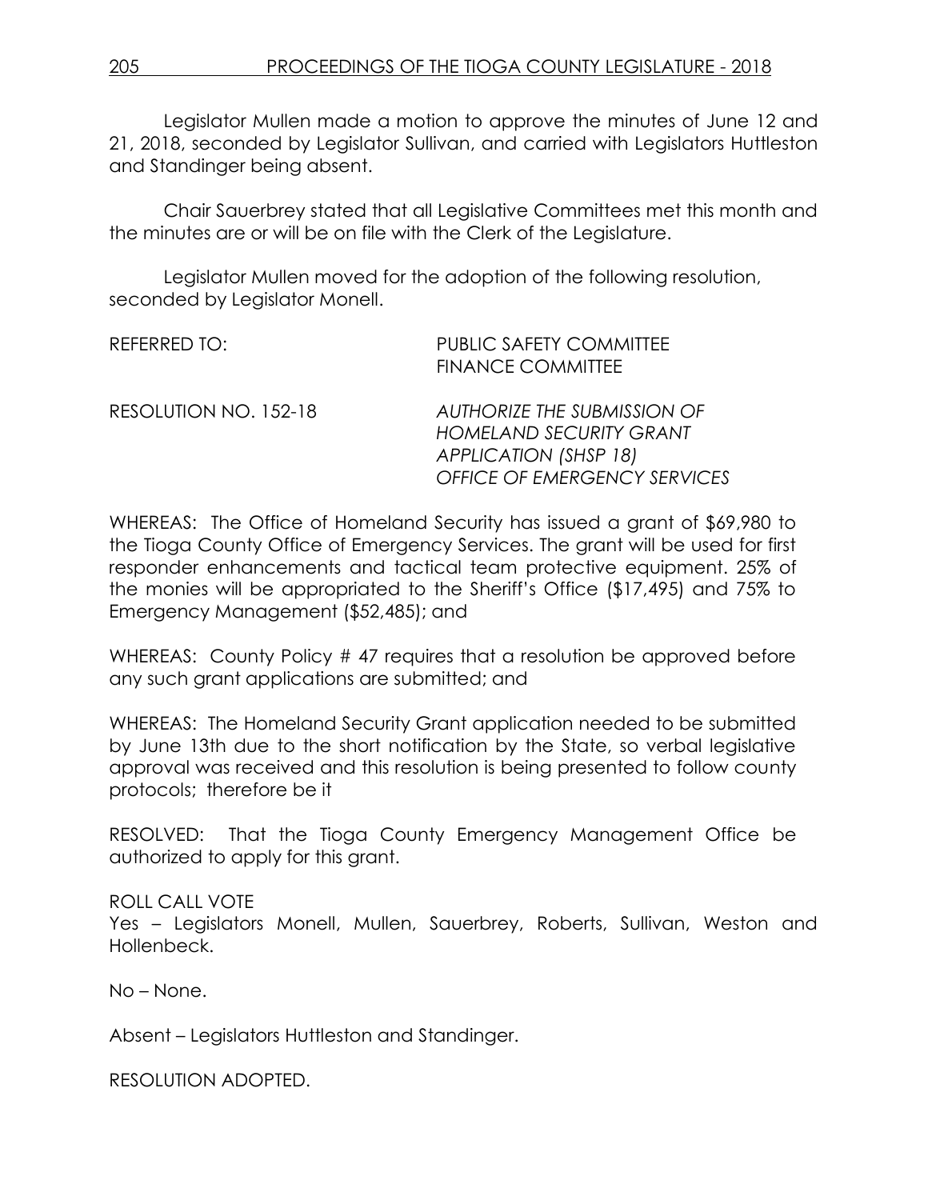Legislator Mullen made a motion to approve the minutes of June 12 and 21, 2018, seconded by Legislator Sullivan, and carried with Legislators Huttleston and Standinger being absent.

Chair Sauerbrey stated that all Legislative Committees met this month and the minutes are or will be on file with the Clerk of the Legislature.

Legislator Mullen moved for the adoption of the following resolution, seconded by Legislator Monell.

REFERRED TO: PUBLIC SAFETY COMMITTEE
FINANCE COMMITTEE

RESOLUTION NO. 152-18 *AUTHORIZE THE SUBMISSION OF HOMELAND SECURITY GRANT APPLICATION (SHSP 18) OFFICE OF EMERGENCY SERVICES*

WHEREAS: The Office of Homeland Security has issued a grant of $69,980 to the Tioga County Office of Emergency Services. The grant will be used for first responder enhancements and tactical team protective equipment. 25% of the monies will be appropriated to the Sheriff's Office ($17,495) and 75% to Emergency Management ($52,485); and

WHEREAS: County Policy # 47 requires that a resolution be approved before any such grant applications are submitted; and

WHEREAS: The Homeland Security Grant application needed to be submitted by June 13th due to the short notification by the State, so verbal legislative approval was received and this resolution is being presented to follow county protocols; therefore be it

RESOLVED: That the Tioga County Emergency Management Office be authorized to apply for this grant.

ROLL CALL VOTE
Yes – Legislators Monell, Mullen, Sauerbrey, Roberts, Sullivan, Weston and Hollenbeck.

No – None.

Absent – Legislators Huttleston and Standinger.

RESOLUTION ADOPTED.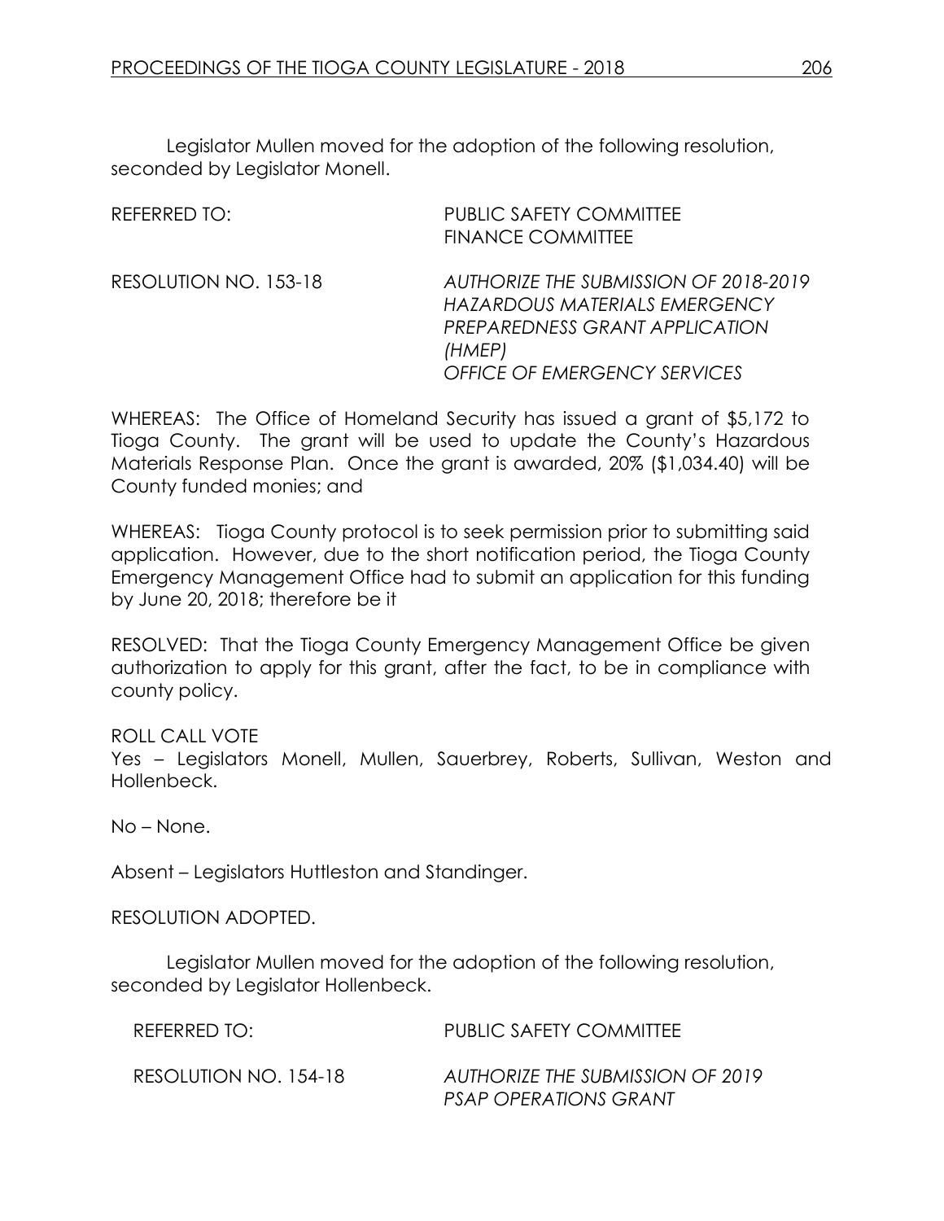Legislator Mullen moved for the adoption of the following resolution, seconded by Legislator Monell.

REFERRED TO: PUBLIC SAFETY COMMITTEE
FINANCE COMMITTEE

RESOLUTION NO. 153-18 *AUTHORIZE THE SUBMISSION OF 2018-2019 HAZARDOUS MATERIALS EMERGENCY PREPAREDNESS GRANT APPLICATION (HMEP)*
*OFFICE OF EMERGENCY SERVICES*

WHEREAS: The Office of Homeland Security has issued a grant of $5,172 to Tioga County. The grant will be used to update the County's Hazardous Materials Response Plan. Once the grant is awarded, 20% ($1,034.40) will be County funded monies; and

WHEREAS: Tioga County protocol is to seek permission prior to submitting said application. However, due to the short notification period, the Tioga County Emergency Management Office had to submit an application for this funding by June 20, 2018; therefore be it

RESOLVED: That the Tioga County Emergency Management Office be given authorization to apply for this grant, after the fact, to be in compliance with county policy.

ROLL CALL VOTE
Yes – Legislators Monell, Mullen, Sauerbrey, Roberts, Sullivan, Weston and Hollenbeck.

No – None.

Absent – Legislators Huttleston and Standinger.

RESOLUTION ADOPTED.

Legislator Mullen moved for the adoption of the following resolution, seconded by Legislator Hollenbeck.

REFERRED TO: PUBLIC SAFETY COMMITTEE

RESOLUTION NO. 154-18 *AUTHORIZE THE SUBMISSION OF 2019 PSAP OPERATIONS GRANT*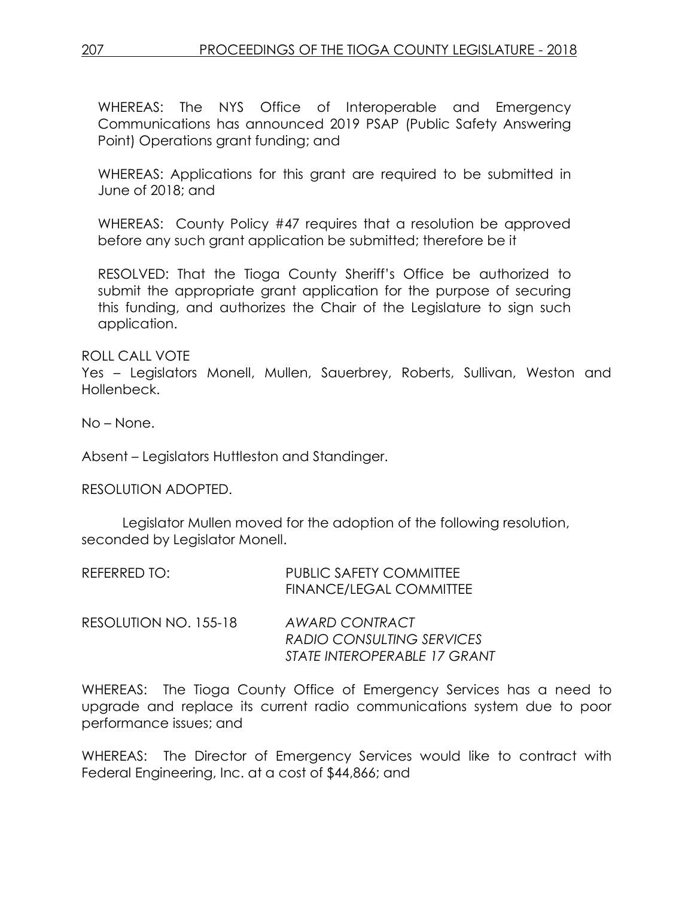WHEREAS: The NYS Office of Interoperable and Emergency Communications has announced 2019 PSAP (Public Safety Answering Point) Operations grant funding; and

WHEREAS: Applications for this grant are required to be submitted in June of 2018; and

WHEREAS: County Policy #47 requires that a resolution be approved before any such grant application be submitted; therefore be it

RESOLVED: That the Tioga County Sheriff's Office be authorized to submit the appropriate grant application for the purpose of securing this funding, and authorizes the Chair of the Legislature to sign such application.

ROLL CALL VOTE
Yes – Legislators Monell, Mullen, Sauerbrey, Roberts, Sullivan, Weston and Hollenbeck.

No – None.

Absent – Legislators Huttleston and Standinger.

RESOLUTION ADOPTED.

Legislator Mullen moved for the adoption of the following resolution, seconded by Legislator Monell.

REFERRED TO: PUBLIC SAFETY COMMITTEE
FINANCE/LEGAL COMMITTEE

RESOLUTION NO. 155-18 *AWARD CONTRACT*
*RADIO CONSULTING SERVICES*
*STATE INTEROPERABLE 17 GRANT*

WHEREAS: The Tioga County Office of Emergency Services has a need to upgrade and replace its current radio communications system due to poor performance issues; and

WHEREAS: The Director of Emergency Services would like to contract with Federal Engineering, Inc. at a cost of $44,866; and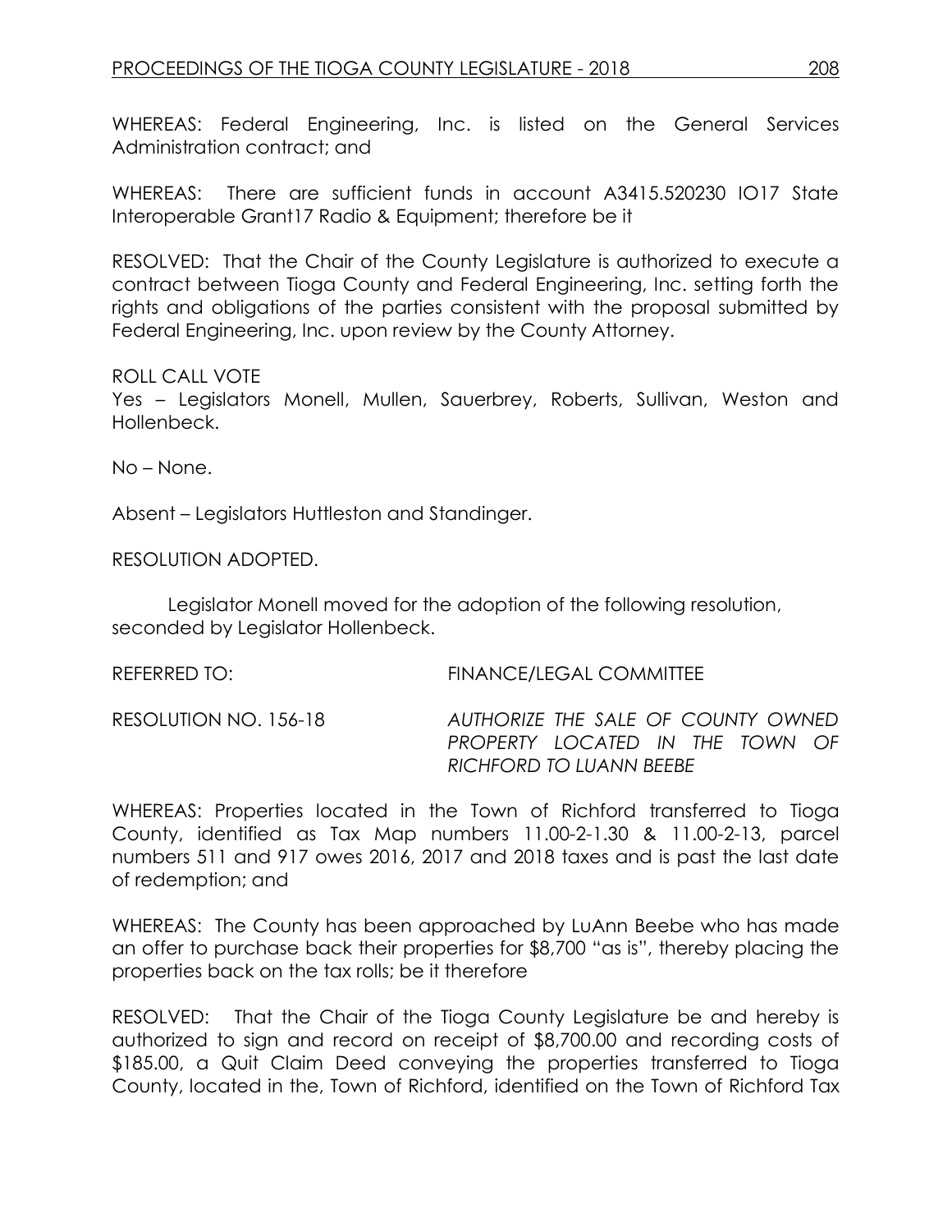WHEREAS: Federal Engineering, Inc. is listed on the General Services Administration contract; and

WHEREAS: There are sufficient funds in account A3415.520230 IO17 State Interoperable Grant17 Radio & Equipment; therefore be it

RESOLVED: That the Chair of the County Legislature is authorized to execute a contract between Tioga County and Federal Engineering, Inc. setting forth the rights and obligations of the parties consistent with the proposal submitted by Federal Engineering, Inc. upon review by the County Attorney.

ROLL CALL VOTE
Yes – Legislators Monell, Mullen, Sauerbrey, Roberts, Sullivan, Weston and Hollenbeck.

No – None.

Absent – Legislators Huttleston and Standinger.

RESOLUTION ADOPTED.

Legislator Monell moved for the adoption of the following resolution, seconded by Legislator Hollenbeck.

REFERRED TO: FINANCE/LEGAL COMMITTEE

RESOLUTION NO. 156-18 *AUTHORIZE THE SALE OF COUNTY OWNED PROPERTY LOCATED IN THE TOWN OF RICHFORD TO LUANN BEEBE*

WHEREAS: Properties located in the Town of Richford transferred to Tioga County, identified as Tax Map numbers 11.00-2-1.30 & 11.00-2-13, parcel numbers 511 and 917 owes 2016, 2017 and 2018 taxes and is past the last date of redemption; and

WHEREAS: The County has been approached by LuAnn Beebe who has made an offer to purchase back their properties for $8,700 "as is", thereby placing the properties back on the tax rolls; be it therefore

RESOLVED: That the Chair of the Tioga County Legislature be and hereby is authorized to sign and record on receipt of $8,700.00 and recording costs of $185.00, a Quit Claim Deed conveying the properties transferred to Tioga County, located in the, Town of Richford, identified on the Town of Richford Tax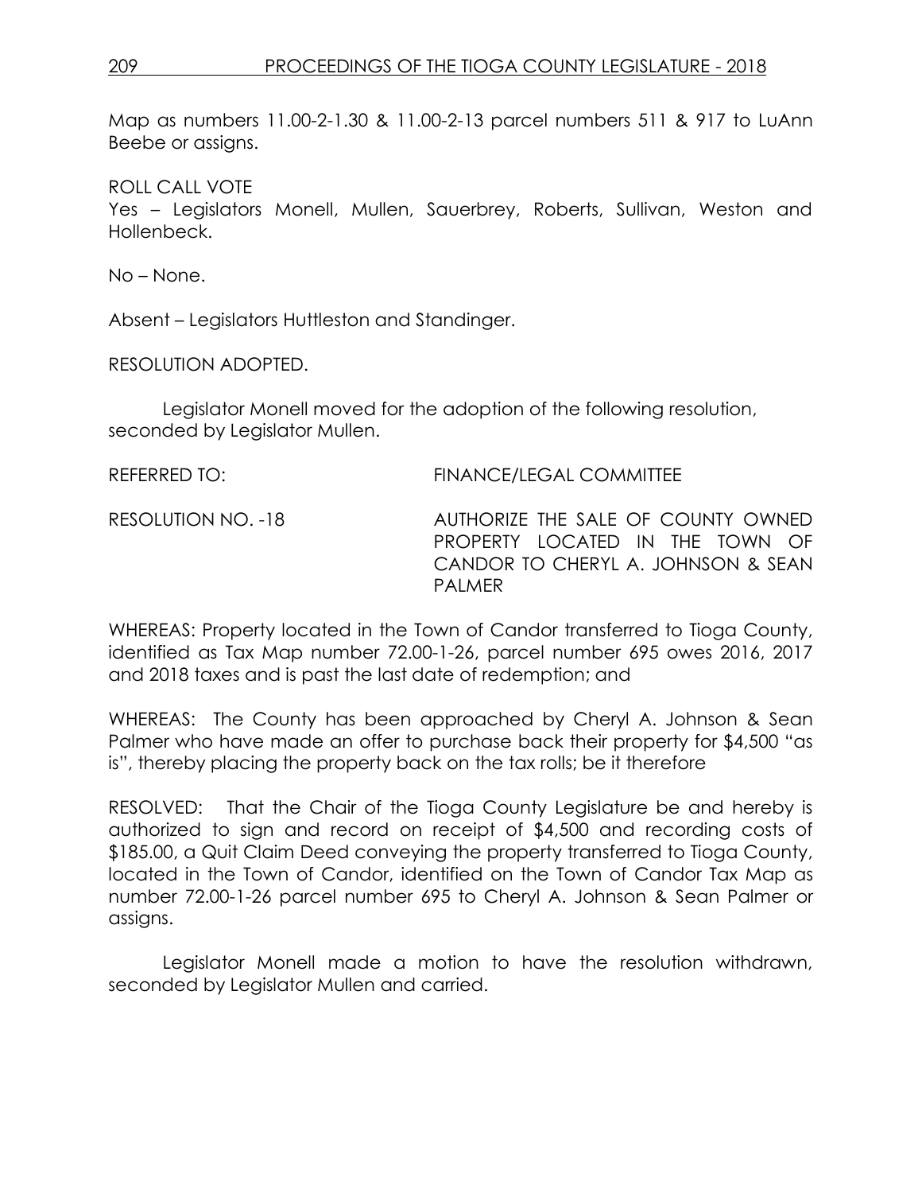Map as numbers 11.00-2-1.30 & 11.00-2-13 parcel numbers 511 & 917 to LuAnn Beebe or assigns.

ROLL CALL VOTE
Yes – Legislators Monell, Mullen, Sauerbrey, Roberts, Sullivan, Weston and Hollenbeck.

No – None.

Absent – Legislators Huttleston and Standinger.

RESOLUTION ADOPTED.

Legislator Monell moved for the adoption of the following resolution, seconded by Legislator Mullen.

REFERRED TO: FINANCE/LEGAL COMMITTEE

RESOLUTION NO. -18 AUTHORIZE THE SALE OF COUNTY OWNED PROPERTY LOCATED IN THE TOWN OF CANDOR TO CHERYL A. JOHNSON & SEAN PALMER

WHEREAS: Property located in the Town of Candor transferred to Tioga County, identified as Tax Map number 72.00-1-26, parcel number 695 owes 2016, 2017 and 2018 taxes and is past the last date of redemption; and

WHEREAS: The County has been approached by Cheryl A. Johnson & Sean Palmer who have made an offer to purchase back their property for $4,500 "as is", thereby placing the property back on the tax rolls; be it therefore

RESOLVED: That the Chair of the Tioga County Legislature be and hereby is authorized to sign and record on receipt of $4,500 and recording costs of $185.00, a Quit Claim Deed conveying the property transferred to Tioga County, located in the Town of Candor, identified on the Town of Candor Tax Map as number 72.00-1-26 parcel number 695 to Cheryl A. Johnson & Sean Palmer or assigns.

Legislator Monell made a motion to have the resolution withdrawn, seconded by Legislator Mullen and carried.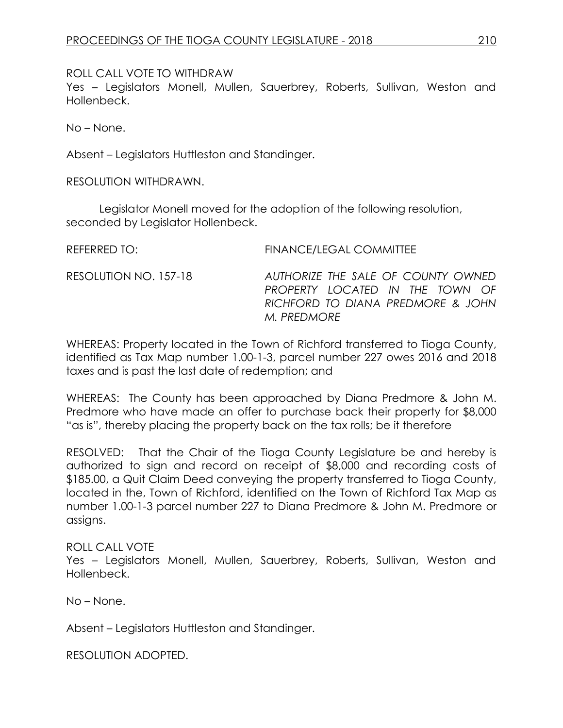ROLL CALL VOTE TO WITHDRAW
Yes – Legislators Monell, Mullen, Sauerbrey, Roberts, Sullivan, Weston and Hollenbeck.

No – None.

Absent – Legislators Huttleston and Standinger.

RESOLUTION WITHDRAWN.

Legislator Monell moved for the adoption of the following resolution, seconded by Legislator Hollenbeck.

REFERRED TO: FINANCE/LEGAL COMMITTEE

RESOLUTION NO. 157-18 *AUTHORIZE THE SALE OF COUNTY OWNED PROPERTY LOCATED IN THE TOWN OF RICHFORD TO DIANA PREDMORE & JOHN M. PREDMORE*

WHEREAS: Property located in the Town of Richford transferred to Tioga County, identified as Tax Map number 1.00-1-3, parcel number 227 owes 2016 and 2018 taxes and is past the last date of redemption; and

WHEREAS: The County has been approached by Diana Predmore & John M. Predmore who have made an offer to purchase back their property for $8,000 "as is", thereby placing the property back on the tax rolls; be it therefore

RESOLVED: That the Chair of the Tioga County Legislature be and hereby is authorized to sign and record on receipt of $8,000 and recording costs of $185.00, a Quit Claim Deed conveying the property transferred to Tioga County, located in the, Town of Richford, identified on the Town of Richford Tax Map as number 1.00-1-3 parcel number 227 to Diana Predmore & John M. Predmore or assigns.

ROLL CALL VOTE
Yes – Legislators Monell, Mullen, Sauerbrey, Roberts, Sullivan, Weston and Hollenbeck.

No – None.

Absent – Legislators Huttleston and Standinger.

RESOLUTION ADOPTED.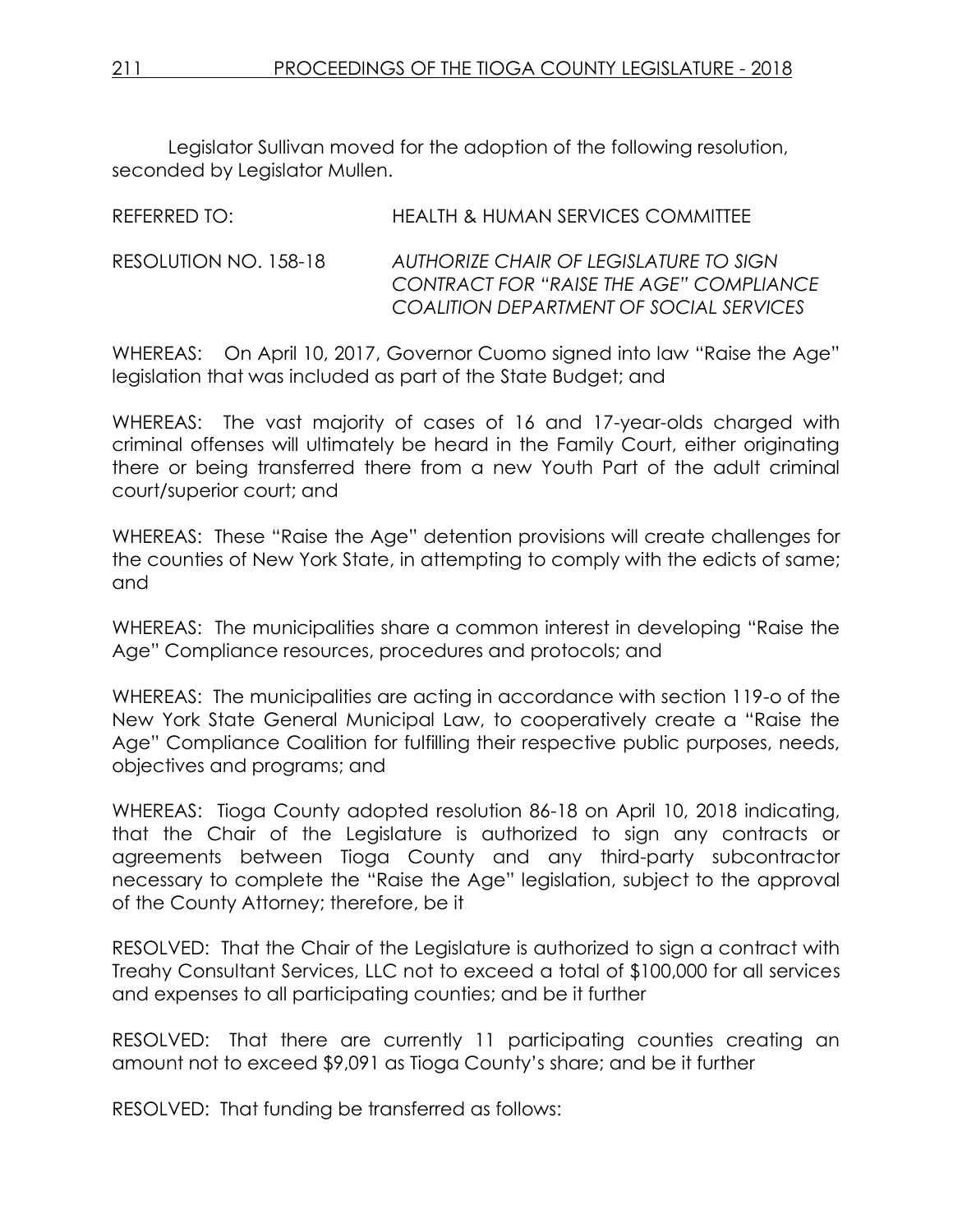Legislator Sullivan moved for the adoption of the following resolution, seconded by Legislator Mullen.

REFERRED TO: HEALTH & HUMAN SERVICES COMMITTEE

RESOLUTION NO. 158-18 *AUTHORIZE CHAIR OF LEGISLATURE TO SIGN CONTRACT FOR "RAISE THE AGE" COMPLIANCE COALITION DEPARTMENT OF SOCIAL SERVICES*

WHEREAS: On April 10, 2017, Governor Cuomo signed into law "Raise the Age" legislation that was included as part of the State Budget; and

WHEREAS: The vast majority of cases of 16 and 17-year-olds charged with criminal offenses will ultimately be heard in the Family Court, either originating there or being transferred there from a new Youth Part of the adult criminal court/superior court; and

WHEREAS: These "Raise the Age" detention provisions will create challenges for the counties of New York State, in attempting to comply with the edicts of same; and

WHEREAS: The municipalities share a common interest in developing "Raise the Age" Compliance resources, procedures and protocols; and

WHEREAS: The municipalities are acting in accordance with section 119-o of the New York State General Municipal Law, to cooperatively create a "Raise the Age" Compliance Coalition for fulfilling their respective public purposes, needs, objectives and programs; and

WHEREAS: Tioga County adopted resolution 86-18 on April 10, 2018 indicating, that the Chair of the Legislature is authorized to sign any contracts or agreements between Tioga County and any third-party subcontractor necessary to complete the "Raise the Age" legislation, subject to the approval of the County Attorney; therefore, be it

RESOLVED: That the Chair of the Legislature is authorized to sign a contract with Treahy Consultant Services, LLC not to exceed a total of $100,000 for all services and expenses to all participating counties; and be it further

RESOLVED: That there are currently 11 participating counties creating an amount not to exceed $9,091 as Tioga County's share; and be it further

RESOLVED: That funding be transferred as follows: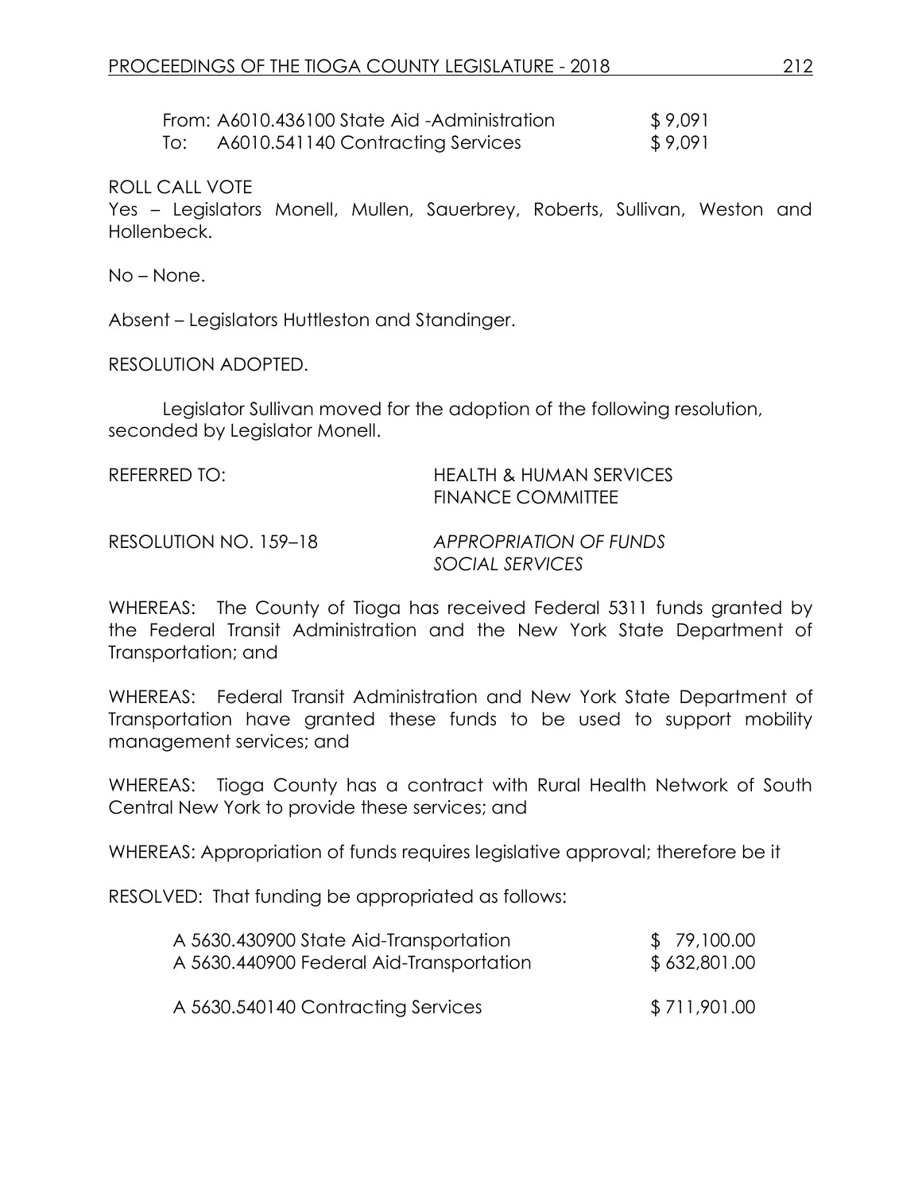| | | |
|---|---|---|
| From: | A6010.436100 State Aid -Administration | $ 9,091 |
| To: | A6010.541140 Contracting Services | $ 9,091 |

ROLL CALL VOTE
Yes – Legislators Monell, Mullen, Sauerbrey, Roberts, Sullivan, Weston and Hollenbeck.

No – None.

Absent – Legislators Huttleston and Standinger.

RESOLUTION ADOPTED.

Legislator Sullivan moved for the adoption of the following resolution, seconded by Legislator Monell.

REFERRED TO: HEALTH & HUMAN SERVICES
FINANCE COMMITTEE

RESOLUTION NO. 159–18 *APPROPRIATION OF FUNDS SOCIAL SERVICES*

WHEREAS: The County of Tioga has received Federal 5311 funds granted by the Federal Transit Administration and the New York State Department of Transportation; and

WHEREAS: Federal Transit Administration and New York State Department of Transportation have granted these funds to be used to support mobility management services; and

WHEREAS: Tioga County has a contract with Rural Health Network of South Central New York to provide these services; and

WHEREAS: Appropriation of funds requires legislative approval; therefore be it

RESOLVED: That funding be appropriated as follows:

| | |
|---|---|
| A 5630.430900 State Aid-Transportation | $ 79,100.00 |
| A 5630.440900 Federal Aid-Transportation | $ 632,801.00 |
| A 5630.540140 Contracting Services | $ 711,901.00 |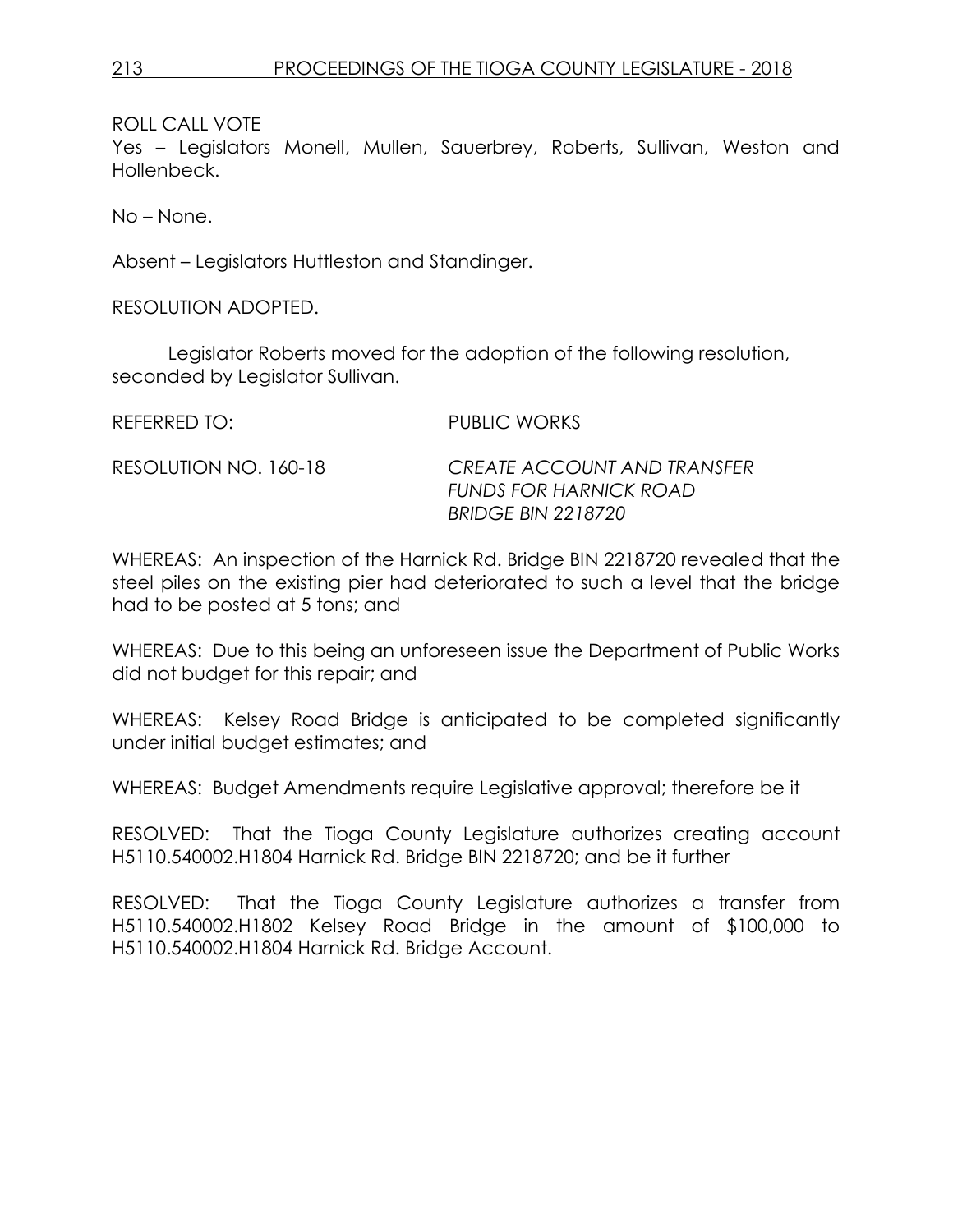ROLL CALL VOTE

Yes – Legislators Monell, Mullen, Sauerbrey, Roberts, Sullivan, Weston and Hollenbeck.

No – None.

Absent – Legislators Huttleston and Standinger.

RESOLUTION ADOPTED.

Legislator Roberts moved for the adoption of the following resolution, seconded by Legislator Sullivan.

REFERRED TO: PUBLIC WORKS

RESOLUTION NO. 160-18 *CREATE ACCOUNT AND TRANSFER FUNDS FOR HARNICK ROAD BRIDGE BIN 2218720*

WHEREAS: An inspection of the Harnick Rd. Bridge BIN 2218720 revealed that the steel piles on the existing pier had deteriorated to such a level that the bridge had to be posted at 5 tons; and

WHEREAS: Due to this being an unforeseen issue the Department of Public Works did not budget for this repair; and

WHEREAS: Kelsey Road Bridge is anticipated to be completed significantly under initial budget estimates; and

WHEREAS: Budget Amendments require Legislative approval; therefore be it

RESOLVED: That the Tioga County Legislature authorizes creating account H5110.540002.H1804 Harnick Rd. Bridge BIN 2218720; and be it further

RESOLVED: That the Tioga County Legislature authorizes a transfer from H5110.540002.H1802 Kelsey Road Bridge in the amount of $100,000 to H5110.540002.H1804 Harnick Rd. Bridge Account.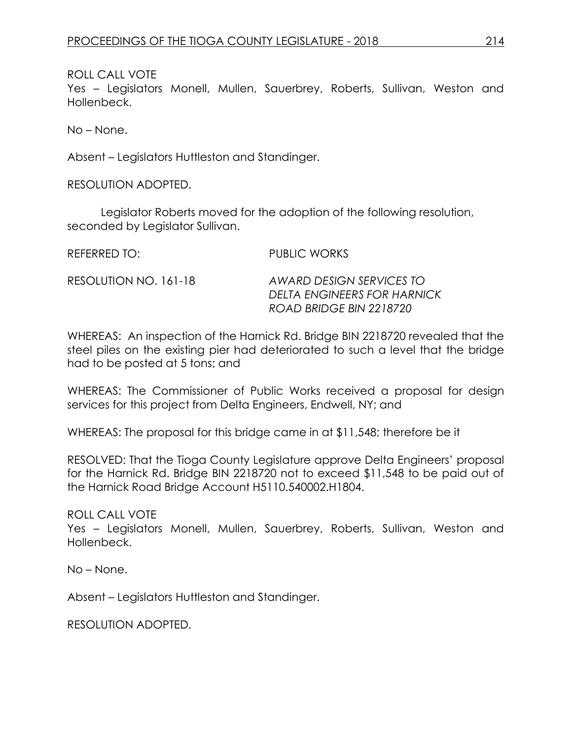ROLL CALL VOTE
Yes – Legislators Monell, Mullen, Sauerbrey, Roberts, Sullivan, Weston and Hollenbeck.

No – None.

Absent – Legislators Huttleston and Standinger.

RESOLUTION ADOPTED.

Legislator Roberts moved for the adoption of the following resolution, seconded by Legislator Sullivan.

REFERRED TO: PUBLIC WORKS

RESOLUTION NO. 161-18 *AWARD DESIGN SERVICES TO DELTA ENGINEERS FOR HARNICK ROAD BRIDGE BIN 2218720*

WHEREAS: An inspection of the Harnick Rd. Bridge BIN 2218720 revealed that the steel piles on the existing pier had deteriorated to such a level that the bridge had to be posted at 5 tons; and

WHEREAS: The Commissioner of Public Works received a proposal for design services for this project from Delta Engineers, Endwell, NY; and

WHEREAS: The proposal for this bridge came in at $11,548; therefore be it

RESOLVED: That the Tioga County Legislature approve Delta Engineers' proposal for the Harnick Rd. Bridge BIN 2218720 not to exceed $11,548 to be paid out of the Harnick Road Bridge Account H5110.540002.H1804.

ROLL CALL VOTE
Yes – Legislators Monell, Mullen, Sauerbrey, Roberts, Sullivan, Weston and Hollenbeck.

No – None.

Absent – Legislators Huttleston and Standinger.

RESOLUTION ADOPTED.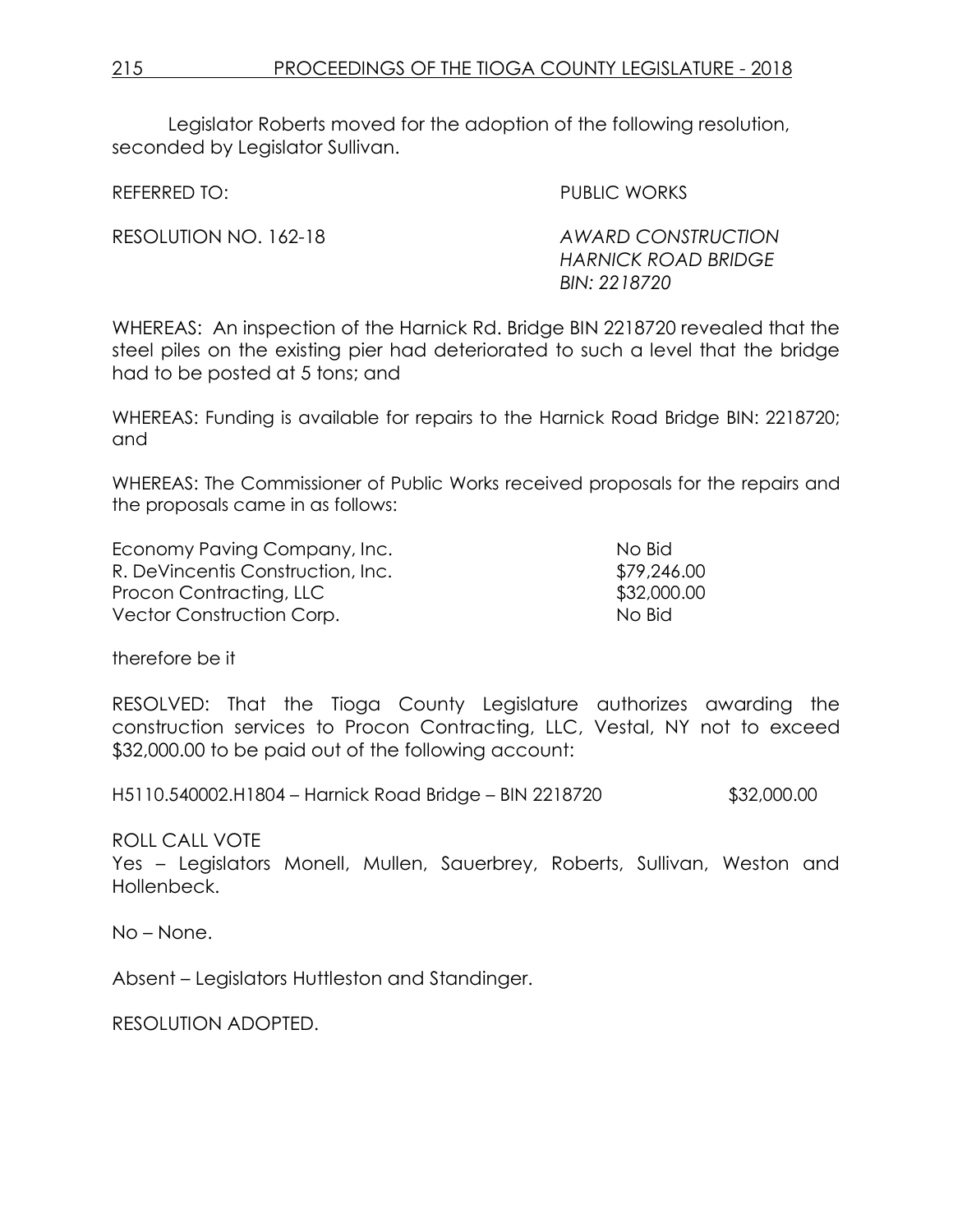Legislator Roberts moved for the adoption of the following resolution, seconded by Legislator Sullivan.

REFERRED TO: PUBLIC WORKS

RESOLUTION NO. 162-18 *AWARD CONSTRUCTION HARNICK ROAD BRIDGE BIN: 2218720*

WHEREAS: An inspection of the Harnick Rd. Bridge BIN 2218720 revealed that the steel piles on the existing pier had deteriorated to such a level that the bridge had to be posted at 5 tons; and

WHEREAS: Funding is available for repairs to the Harnick Road Bridge BIN: 2218720; and

WHEREAS: The Commissioner of Public Works received proposals for the repairs and the proposals came in as follows:

| | |
|---|---|
| Economy Paving Company, Inc. | No Bid |
| R. DeVincentis Construction, Inc. | $79,246.00 |
| Procon Contracting, LLC | $32,000.00 |
| Vector Construction Corp. | No Bid |

therefore be it

RESOLVED: That the Tioga County Legislature authorizes awarding the construction services to Procon Contracting, LLC, Vestal, NY not to exceed $32,000.00 to be paid out of the following account:

H5110.540002.H1804 – Harnick Road Bridge – BIN 2218720 $32,000.00

ROLL CALL VOTE
Yes – Legislators Monell, Mullen, Sauerbrey, Roberts, Sullivan, Weston and Hollenbeck.

No – None.

Absent – Legislators Huttleston and Standinger.

RESOLUTION ADOPTED.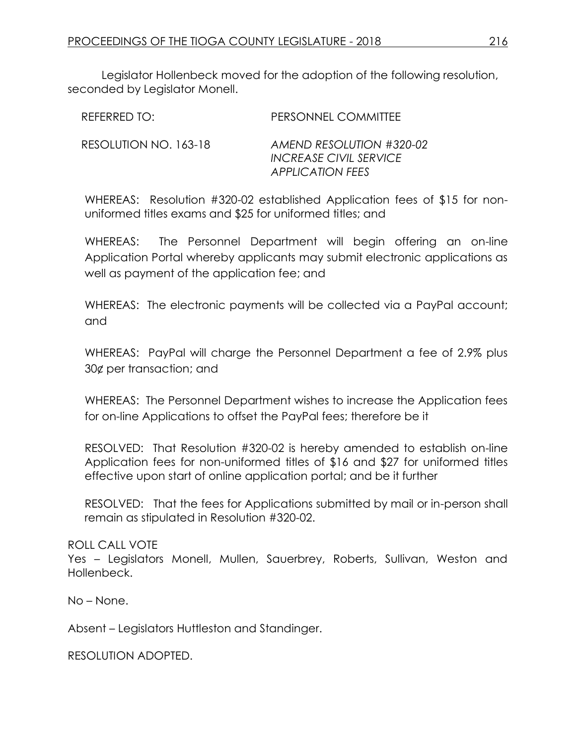Legislator Hollenbeck moved for the adoption of the following resolution, seconded by Legislator Monell.

REFERRED TO: PERSONNEL COMMITTEE

RESOLUTION NO. 163-18 *AMEND RESOLUTION #320-02 INCREASE CIVIL SERVICE APPLICATION FEES*

WHEREAS: Resolution #320-02 established Application fees of $15 for non-uniformed titles exams and $25 for uniformed titles; and

WHEREAS: The Personnel Department will begin offering an on-line Application Portal whereby applicants may submit electronic applications as well as payment of the application fee; and

WHEREAS: The electronic payments will be collected via a PayPal account; and

WHEREAS: PayPal will charge the Personnel Department a fee of 2.9% plus 30¢ per transaction; and

WHEREAS: The Personnel Department wishes to increase the Application fees for on-line Applications to offset the PayPal fees; therefore be it

RESOLVED: That Resolution #320-02 is hereby amended to establish on-line Application fees for non-uniformed titles of $16 and $27 for uniformed titles effective upon start of online application portal; and be it further

RESOLVED: That the fees for Applications submitted by mail or in-person shall remain as stipulated in Resolution #320-02.

ROLL CALL VOTE

Yes – Legislators Monell, Mullen, Sauerbrey, Roberts, Sullivan, Weston and Hollenbeck.

No – None.

Absent – Legislators Huttleston and Standinger.

RESOLUTION ADOPTED.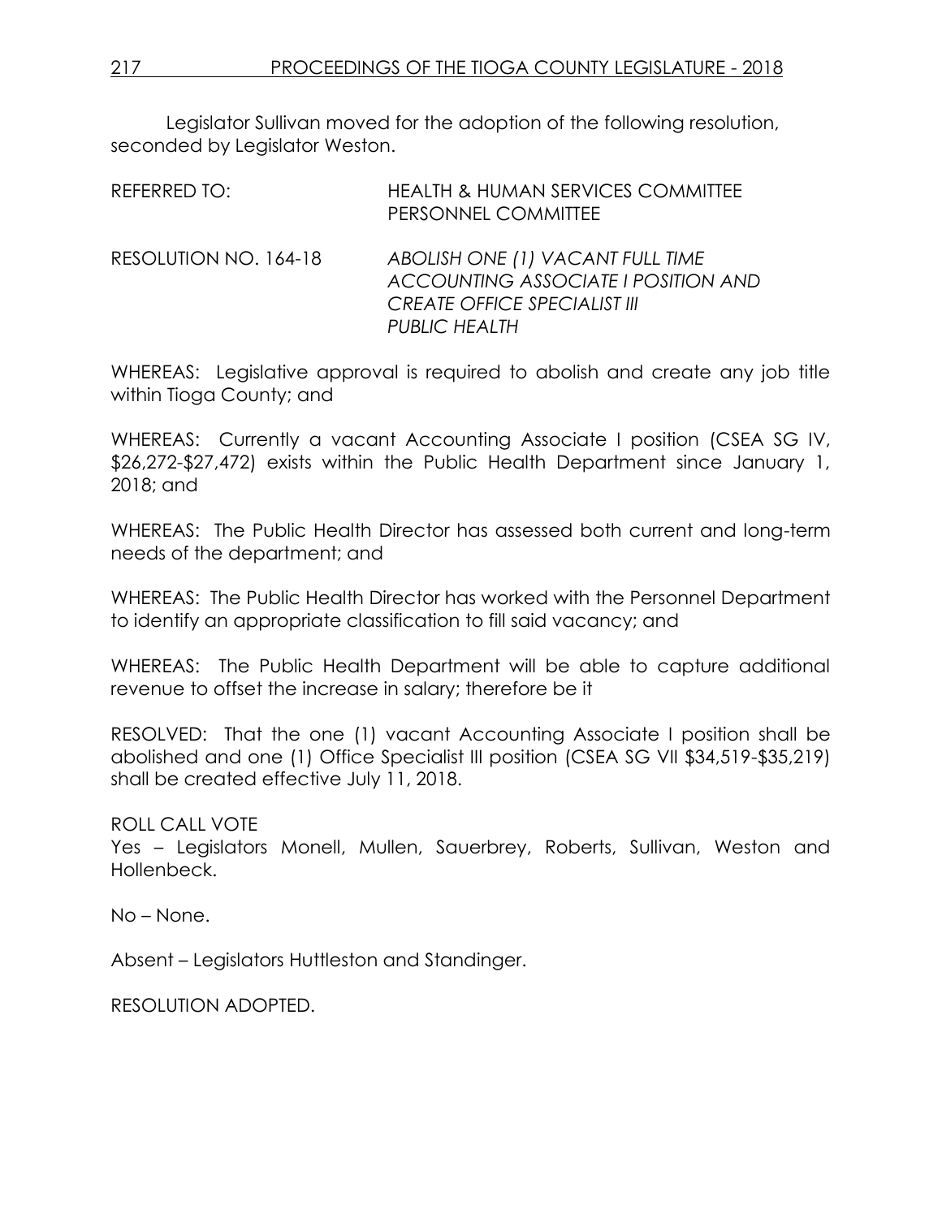Legislator Sullivan moved for the adoption of the following resolution, seconded by Legislator Weston.

REFERRED TO: HEALTH & HUMAN SERVICES COMMITTEE
PERSONNEL COMMITTEE

RESOLUTION NO. 164-18 *ABOLISH ONE (1) VACANT FULL TIME ACCOUNTING ASSOCIATE I POSITION AND CREATE OFFICE SPECIALIST III PUBLIC HEALTH*

WHEREAS: Legislative approval is required to abolish and create any job title within Tioga County; and

WHEREAS: Currently a vacant Accounting Associate I position (CSEA SG IV, $26,272-$27,472) exists within the Public Health Department since January 1, 2018; and

WHEREAS: The Public Health Director has assessed both current and long-term needs of the department; and

WHEREAS: The Public Health Director has worked with the Personnel Department to identify an appropriate classification to fill said vacancy; and

WHEREAS: The Public Health Department will be able to capture additional revenue to offset the increase in salary; therefore be it

RESOLVED: That the one (1) vacant Accounting Associate I position shall be abolished and one (1) Office Specialist III position (CSEA SG VII $34,519-$35,219) shall be created effective July 11, 2018.

ROLL CALL VOTE
Yes – Legislators Monell, Mullen, Sauerbrey, Roberts, Sullivan, Weston and Hollenbeck.

No – None.

Absent – Legislators Huttleston and Standinger.

RESOLUTION ADOPTED.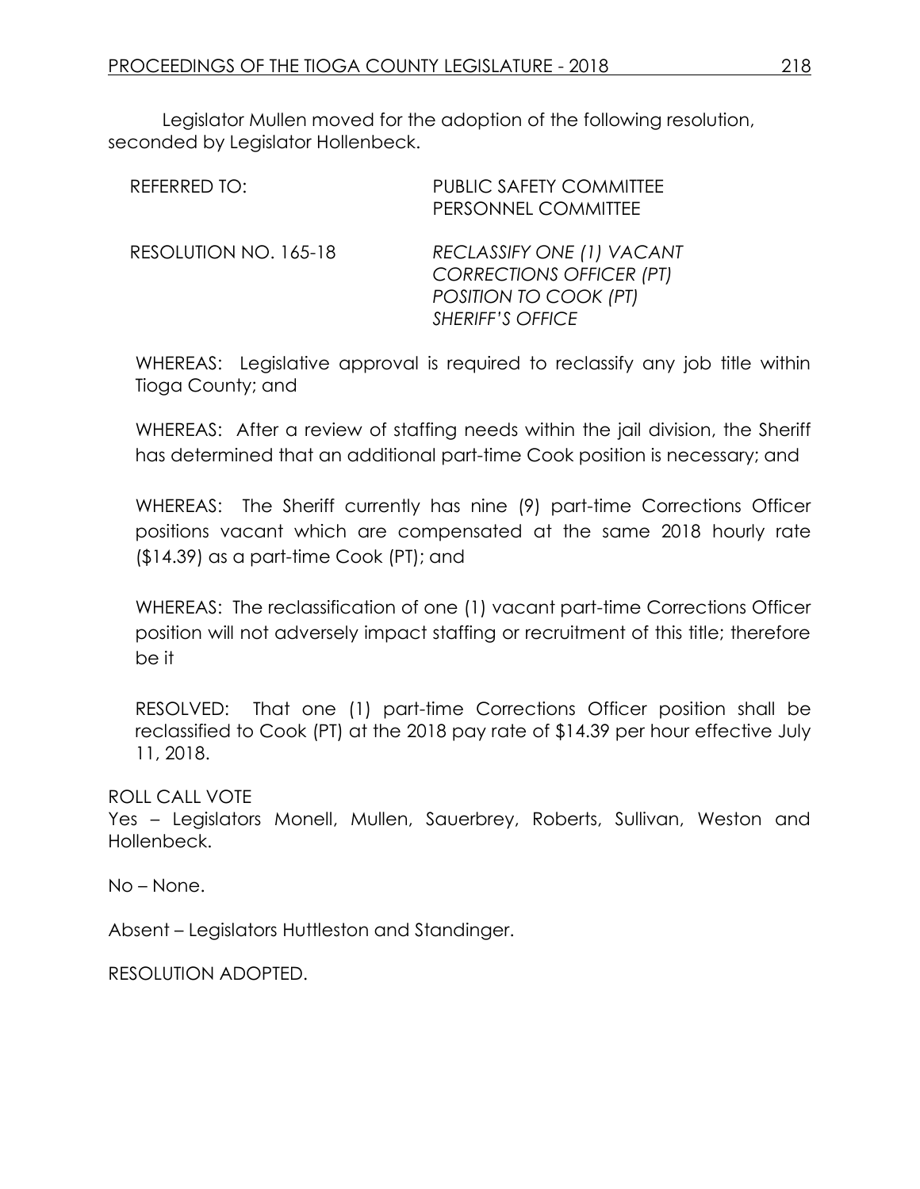Legislator Mullen moved for the adoption of the following resolution, seconded by Legislator Hollenbeck.

REFERRED TO: PUBLIC SAFETY COMMITTEE
PERSONNEL COMMITTEE

RESOLUTION NO. 165-18 *RECLASSIFY ONE (1) VACANT CORRECTIONS OFFICER (PT) POSITION TO COOK (PT) SHERIFF'S OFFICE*

WHEREAS: Legislative approval is required to reclassify any job title within Tioga County; and

WHEREAS: After a review of staffing needs within the jail division, the Sheriff has determined that an additional part-time Cook position is necessary; and

WHEREAS: The Sheriff currently has nine (9) part-time Corrections Officer positions vacant which are compensated at the same 2018 hourly rate ($14.39) as a part-time Cook (PT); and

WHEREAS: The reclassification of one (1) vacant part-time Corrections Officer position will not adversely impact staffing or recruitment of this title; therefore be it

RESOLVED: That one (1) part-time Corrections Officer position shall be reclassified to Cook (PT) at the 2018 pay rate of $14.39 per hour effective July 11, 2018.

ROLL CALL VOTE
Yes – Legislators Monell, Mullen, Sauerbrey, Roberts, Sullivan, Weston and Hollenbeck.

No – None.

Absent – Legislators Huttleston and Standinger.

RESOLUTION ADOPTED.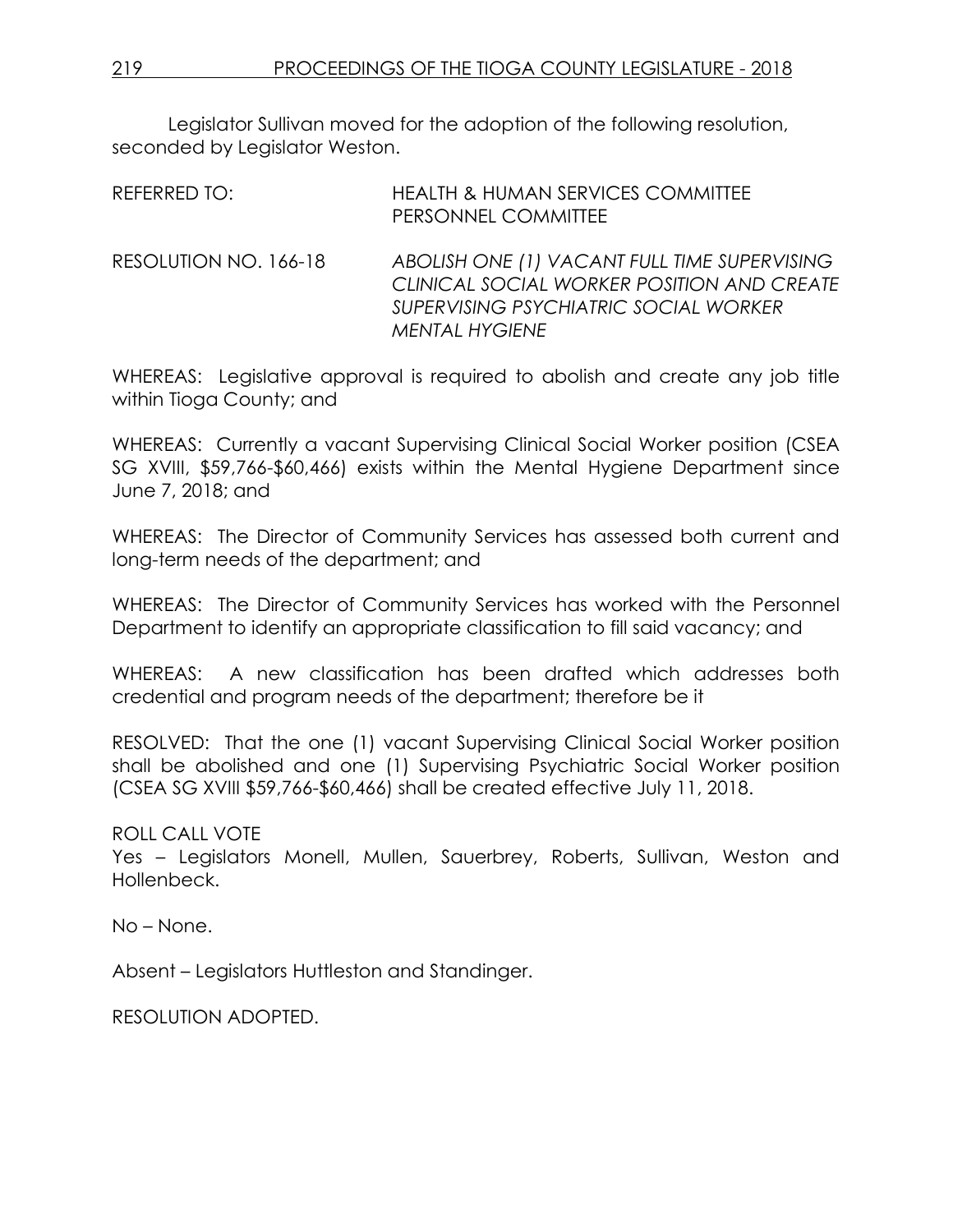Legislator Sullivan moved for the adoption of the following resolution, seconded by Legislator Weston.

REFERRED TO: HEALTH & HUMAN SERVICES COMMITTEE
PERSONNEL COMMITTEE

RESOLUTION NO. 166-18 *ABOLISH ONE (1) VACANT FULL TIME SUPERVISING CLINICAL SOCIAL WORKER POSITION AND CREATE SUPERVISING PSYCHIATRIC SOCIAL WORKER MENTAL HYGIENE*

WHEREAS: Legislative approval is required to abolish and create any job title within Tioga County; and

WHEREAS: Currently a vacant Supervising Clinical Social Worker position (CSEA SG XVIII, $59,766-$60,466) exists within the Mental Hygiene Department since June 7, 2018; and

WHEREAS: The Director of Community Services has assessed both current and long-term needs of the department; and

WHEREAS: The Director of Community Services has worked with the Personnel Department to identify an appropriate classification to fill said vacancy; and

WHEREAS: A new classification has been drafted which addresses both credential and program needs of the department; therefore be it

RESOLVED: That the one (1) vacant Supervising Clinical Social Worker position shall be abolished and one (1) Supervising Psychiatric Social Worker position (CSEA SG XVIII $59,766-$60,466) shall be created effective July 11, 2018.

ROLL CALL VOTE
Yes – Legislators Monell, Mullen, Sauerbrey, Roberts, Sullivan, Weston and Hollenbeck.

No – None.

Absent – Legislators Huttleston and Standinger.

RESOLUTION ADOPTED.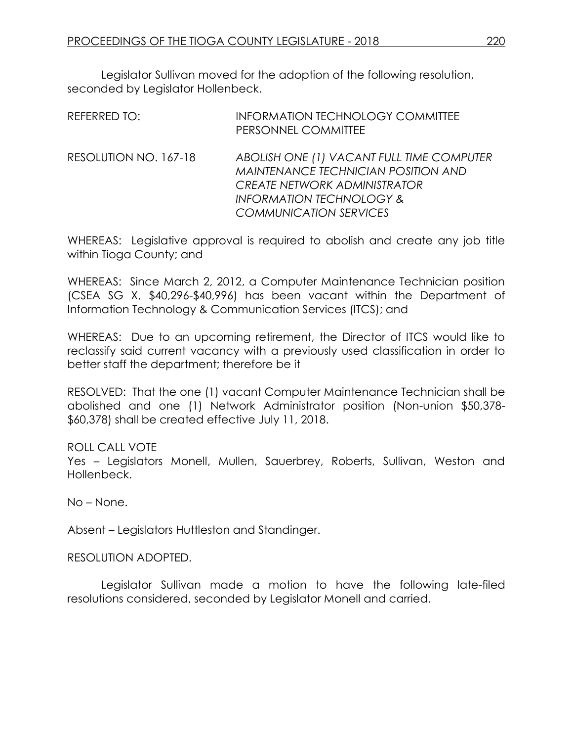Legislator Sullivan moved for the adoption of the following resolution, seconded by Legislator Hollenbeck.

REFERRED TO: INFORMATION TECHNOLOGY COMMITTEE
PERSONNEL COMMITTEE

RESOLUTION NO. 167-18 *ABOLISH ONE (1) VACANT FULL TIME COMPUTER MAINTENANCE TECHNICIAN POSITION AND CREATE NETWORK ADMINISTRATOR INFORMATION TECHNOLOGY & COMMUNICATION SERVICES*

WHEREAS: Legislative approval is required to abolish and create any job title within Tioga County; and

WHEREAS: Since March 2, 2012, a Computer Maintenance Technician position (CSEA SG X, $40,296-$40,996) has been vacant within the Department of Information Technology & Communication Services (ITCS); and

WHEREAS: Due to an upcoming retirement, the Director of ITCS would like to reclassify said current vacancy with a previously used classification in order to better staff the department; therefore be it

RESOLVED: That the one (1) vacant Computer Maintenance Technician shall be abolished and one (1) Network Administrator position (Non-union $50,378-$60,378) shall be created effective July 11, 2018.

ROLL CALL VOTE
Yes – Legislators Monell, Mullen, Sauerbrey, Roberts, Sullivan, Weston and Hollenbeck.

No – None.

Absent – Legislators Huttleston and Standinger.

RESOLUTION ADOPTED.

Legislator Sullivan made a motion to have the following late-filed resolutions considered, seconded by Legislator Monell and carried.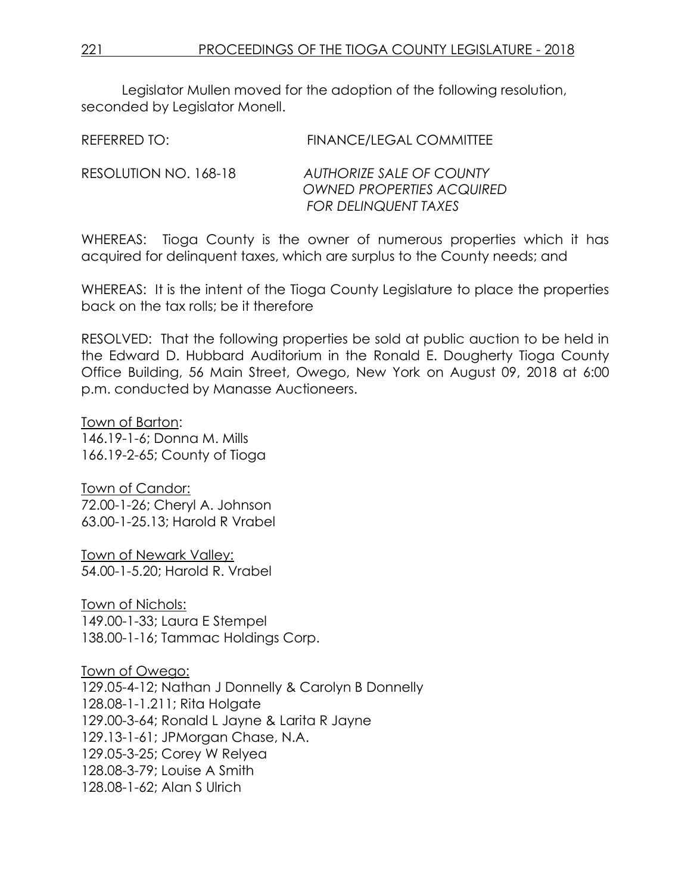Legislator Mullen moved for the adoption of the following resolution, seconded by Legislator Monell.

REFERRED TO: FINANCE/LEGAL COMMITTEE

RESOLUTION NO. 168-18 *AUTHORIZE SALE OF COUNTY OWNED PROPERTIES ACQUIRED FOR DELINQUENT TAXES*

WHEREAS: Tioga County is the owner of numerous properties which it has acquired for delinquent taxes, which are surplus to the County needs; and

WHEREAS: It is the intent of the Tioga County Legislature to place the properties back on the tax rolls; be it therefore

RESOLVED: That the following properties be sold at public auction to be held in the Edward D. Hubbard Auditorium in the Ronald E. Dougherty Tioga County Office Building, 56 Main Street, Owego, New York on August 09, 2018 at 6:00 p.m. conducted by Manasse Auctioneers.

<u>Town of Barton</u>:
146.19-1-6; Donna M. Mills
166.19-2-65; County of Tioga

<u>Town of Candor:</u>
72.00-1-26; Cheryl A. Johnson
63.00-1-25.13; Harold R Vrabel

<u>Town of Newark Valley:</u>
54.00-1-5.20; Harold R. Vrabel

<u>Town of Nichols:</u>
149.00-1-33; Laura E Stempel
138.00-1-16; Tammac Holdings Corp.

<u>Town of Owego:</u>
129.05-4-12; Nathan J Donnelly & Carolyn B Donnelly
128.08-1-1.211; Rita Holgate
129.00-3-64; Ronald L Jayne & Larita R Jayne
129.13-1-61; JPMorgan Chase, N.A.
129.05-3-25; Corey W Relyea
128.08-3-79; Louise A Smith
128.08-1-62; Alan S Ulrich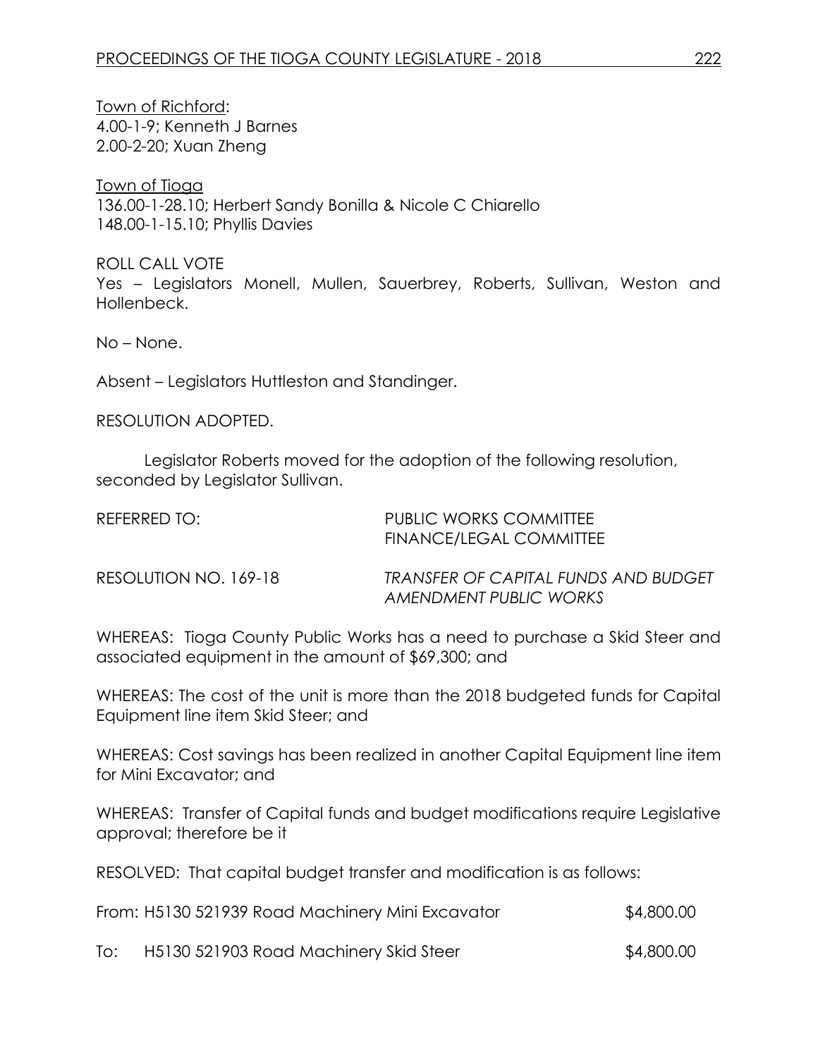Town of Richford:
4.00-1-9; Kenneth J Barnes
2.00-2-20; Xuan Zheng

Town of Tioga
136.00-1-28.10; Herbert Sandy Bonilla & Nicole C Chiarello
148.00-1-15.10; Phyllis Davies

ROLL CALL VOTE
Yes – Legislators Monell, Mullen, Sauerbrey, Roberts, Sullivan, Weston and Hollenbeck.

No – None.

Absent – Legislators Huttleston and Standinger.

RESOLUTION ADOPTED.

Legislator Roberts moved for the adoption of the following resolution, seconded by Legislator Sullivan.

REFERRED TO: PUBLIC WORKS COMMITTEE
FINANCE/LEGAL COMMITTEE

RESOLUTION NO. 169-18 *TRANSFER OF CAPITAL FUNDS AND BUDGET AMENDMENT PUBLIC WORKS*

WHEREAS: Tioga County Public Works has a need to purchase a Skid Steer and associated equipment in the amount of $69,300; and

WHEREAS: The cost of the unit is more than the 2018 budgeted funds for Capital Equipment line item Skid Steer; and

WHEREAS: Cost savings has been realized in another Capital Equipment line item for Mini Excavator; and

WHEREAS: Transfer of Capital funds and budget modifications require Legislative approval; therefore be it

RESOLVED: That capital budget transfer and modification is as follows:

| | | |
|---|---|---|
| From: | H5130 521939 Road Machinery Mini Excavator | $4,800.00 |
| To: | H5130 521903 Road Machinery Skid Steer | $4,800.00 |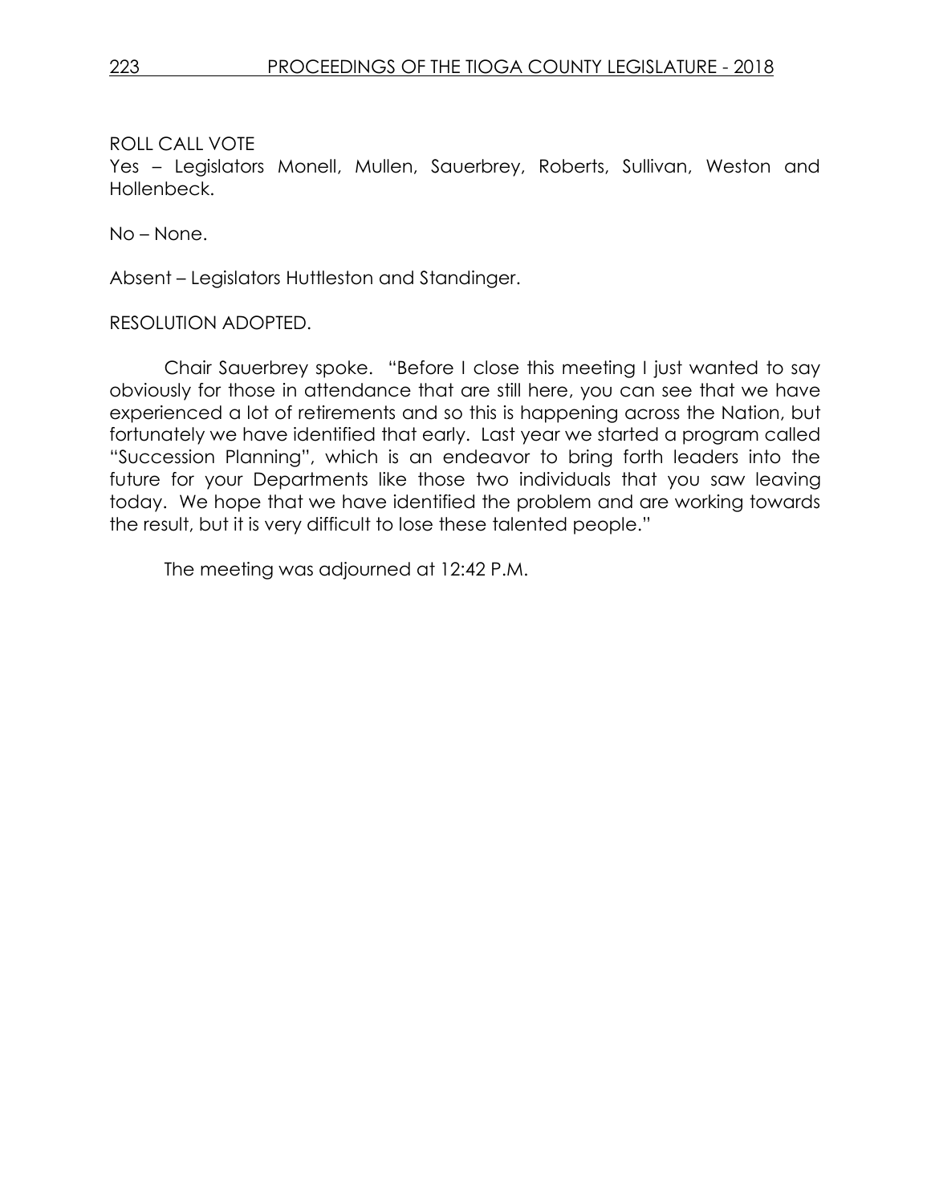ROLL CALL VOTE
Yes – Legislators Monell, Mullen, Sauerbrey, Roberts, Sullivan, Weston and Hollenbeck.

No – None.

Absent – Legislators Huttleston and Standinger.

RESOLUTION ADOPTED.

Chair Sauerbrey spoke. "Before I close this meeting I just wanted to say obviously for those in attendance that are still here, you can see that we have experienced a lot of retirements and so this is happening across the Nation, but fortunately we have identified that early. Last year we started a program called "Succession Planning", which is an endeavor to bring forth leaders into the future for your Departments like those two individuals that you saw leaving today. We hope that we have identified the problem and are working towards the result, but it is very difficult to lose these talented people."

The meeting was adjourned at 12:42 P.M.